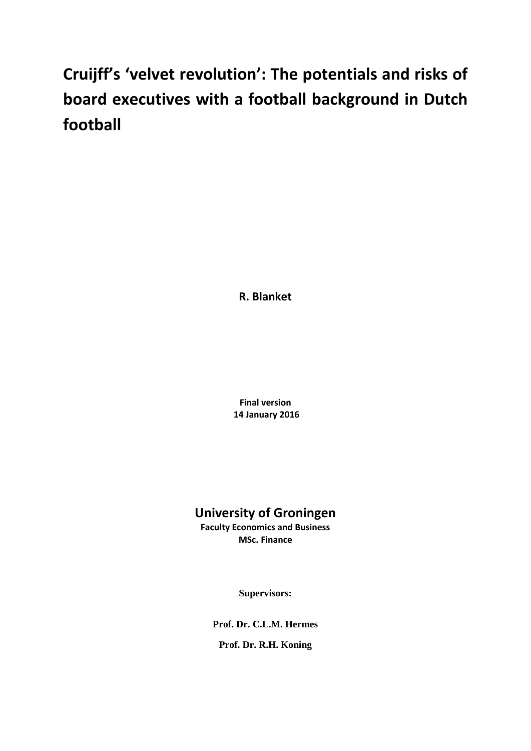# Cruijff's 'velvet revolution': The potentials and risks of board executives with a football background in Dutch football

**R. Blanket**

**Final version**
**14 January 2016**

## University of Groningen

**Faculty Economics and Business**
**MSc. Finance**

**Supervisors:**

**Prof. Dr. C.L.M. Hermes**

**Prof. Dr. R.H. Koning**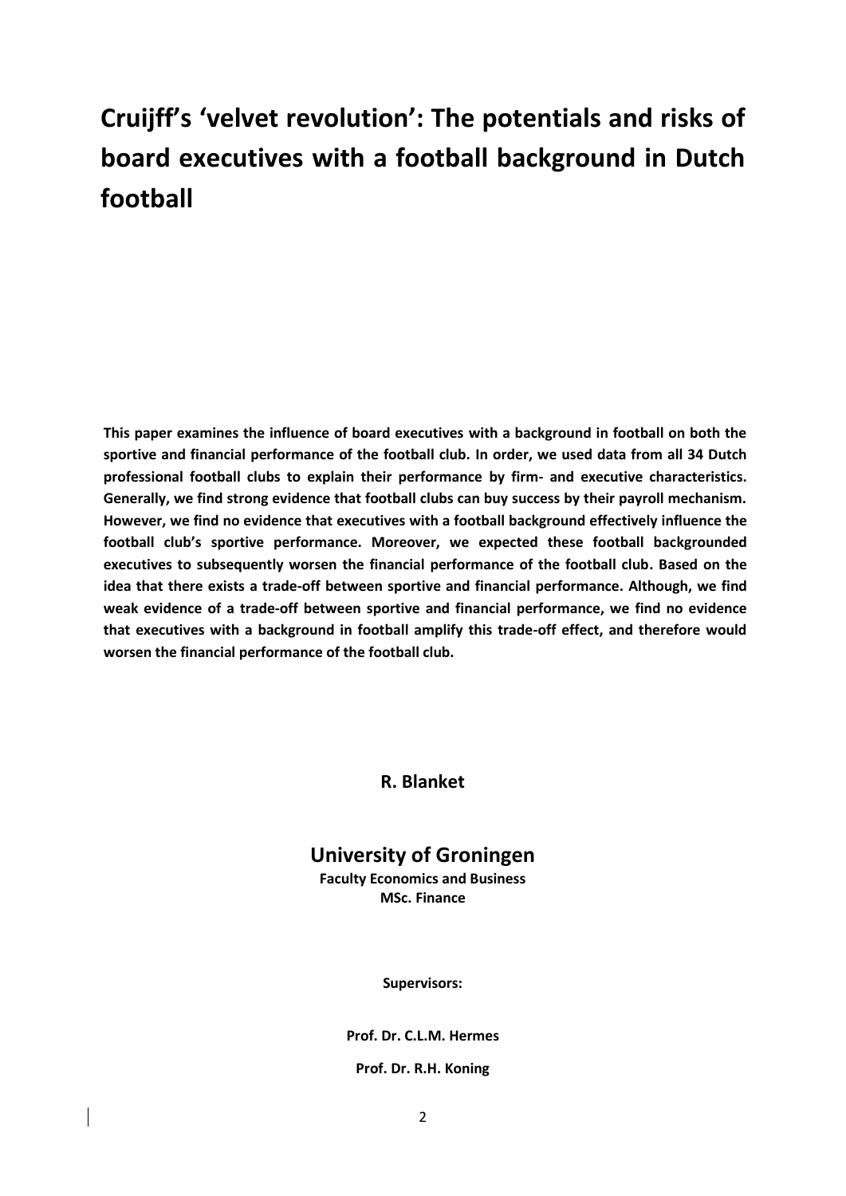# Cruijff's 'velvet revolution': The potentials and risks of board executives with a football background in Dutch football

**This paper examines the influence of board executives with a background in football on both the sportive and financial performance of the football club. In order, we used data from all 34 Dutch professional football clubs to explain their performance by firm- and executive characteristics. Generally, we find strong evidence that football clubs can buy success by their payroll mechanism. However, we find no evidence that executives with a football background effectively influence the football club's sportive performance. Moreover, we expected these football backgrounded executives to subsequently worsen the financial performance of the football club. Based on the idea that there exists a trade-off between sportive and financial performance. Although, we find weak evidence of a trade-off between sportive and financial performance, we find no evidence that executives with a background in football amplify this trade-off effect, and therefore would worsen the financial performance of the football club.**

**R. Blanket**

## University of Groningen

**Faculty Economics and Business**
**MSc. Finance**

**Supervisors:**

**Prof. Dr. C.L.M. Hermes**

**Prof. Dr. R.H. Koning**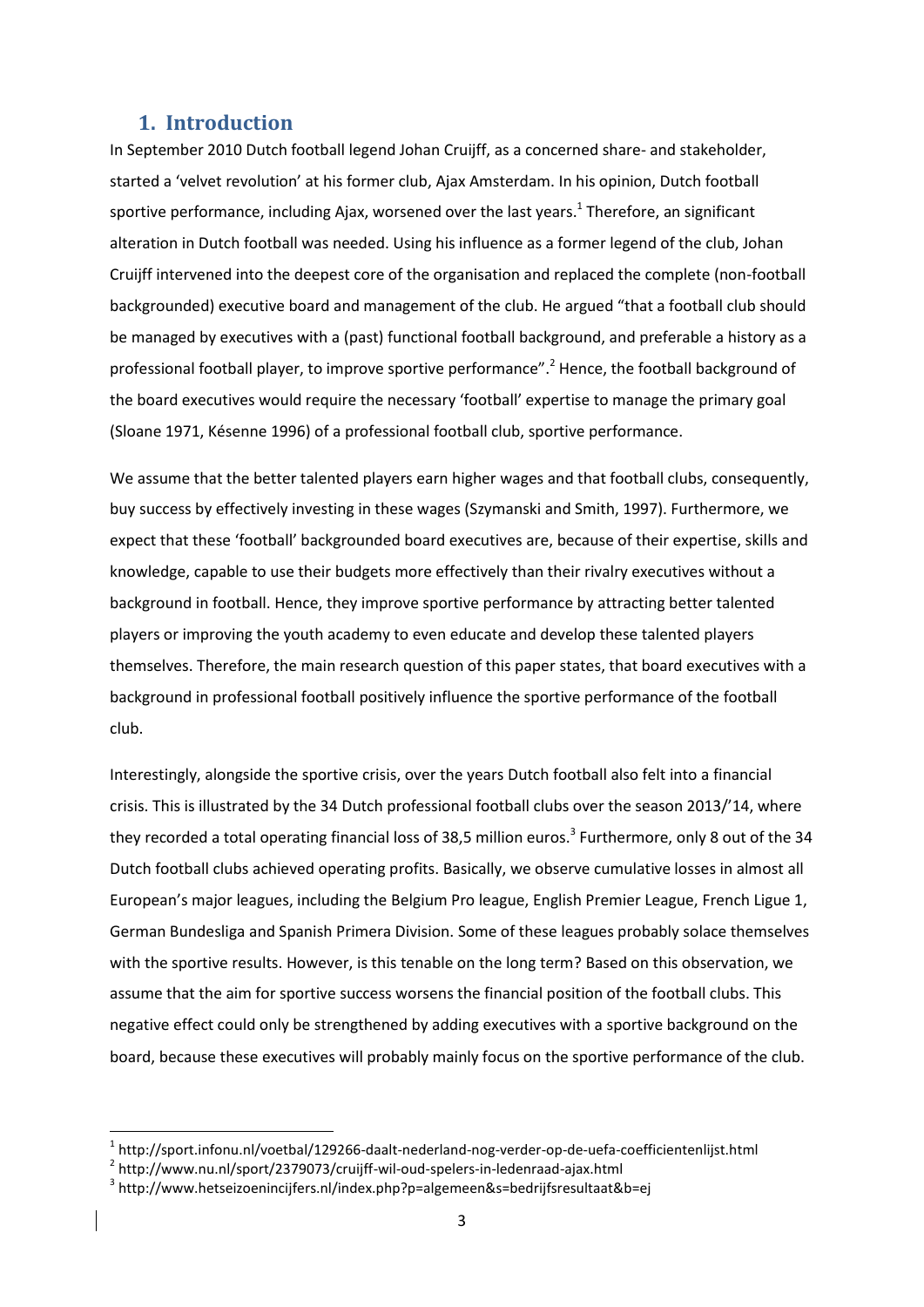# 1. Introduction

In September 2010 Dutch football legend Johan Cruijff, as a concerned share- and stakeholder, started a 'velvet revolution' at his former club, Ajax Amsterdam. In his opinion, Dutch football sportive performance, including Ajax, worsened over the last years.[1] Therefore, an significant alteration in Dutch football was needed. Using his influence as a former legend of the club, Johan Cruijff intervened into the deepest core of the organisation and replaced the complete (non-football backgrounded) executive board and management of the club. He argued "that a football club should be managed by executives with a (past) functional football background, and preferable a history as a professional football player, to improve sportive performance".[2] Hence, the football background of the board executives would require the necessary 'football' expertise to manage the primary goal (Sloane 1971, Késenne 1996) of a professional football club, sportive performance.

We assume that the better talented players earn higher wages and that football clubs, consequently, buy success by effectively investing in these wages (Szymanski and Smith, 1997). Furthermore, we expect that these 'football' backgrounded board executives are, because of their expertise, skills and knowledge, capable to use their budgets more effectively than their rivalry executives without a background in football. Hence, they improve sportive performance by attracting better talented players or improving the youth academy to even educate and develop these talented players themselves. Therefore, the main research question of this paper states, that board executives with a background in professional football positively influence the sportive performance of the football club.

Interestingly, alongside the sportive crisis, over the years Dutch football also felt into a financial crisis. This is illustrated by the 34 Dutch professional football clubs over the season 2013/'14, where they recorded a total operating financial loss of 38,5 million euros.[3] Furthermore, only 8 out of the 34 Dutch football clubs achieved operating profits. Basically, we observe cumulative losses in almost all European's major leagues, including the Belgium Pro league, English Premier League, French Ligue 1, German Bundesliga and Spanish Primera Division. Some of these leagues probably solace themselves with the sportive results. However, is this tenable on the long term? Based on this observation, we assume that the aim for sportive success worsens the financial position of the football clubs. This negative effect could only be strengthened by adding executives with a sportive background on the board, because these executives will probably mainly focus on the sportive performance of the club.

[1] http://sport.infonu.nl/voetbal/129266-daalt-nederland-nog-verder-op-de-uefa-coefficientenlijst.html
[2] http://www.nu.nl/sport/2379073/cruijff-wil-oud-spelers-in-ledenraad-ajax.html
[3] http://www.hetseizoenincijfers.nl/index.php?p=algemeen&s=bedrijfsresultaat&b=ej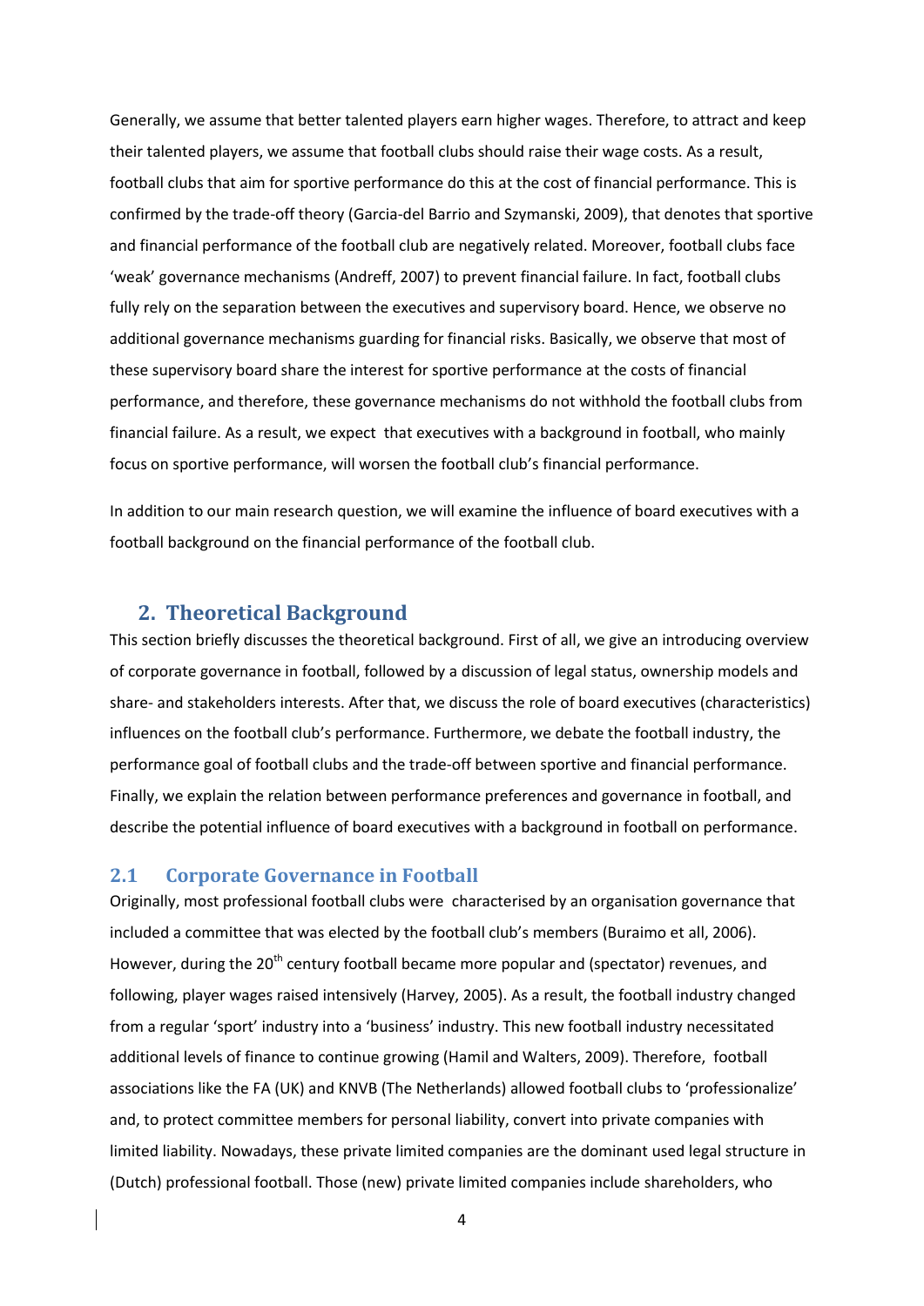Generally, we assume that better talented players earn higher wages. Therefore, to attract and keep their talented players, we assume that football clubs should raise their wage costs. As a result, football clubs that aim for sportive performance do this at the cost of financial performance. This is confirmed by the trade-off theory (Garcia-del Barrio and Szymanski, 2009), that denotes that sportive and financial performance of the football club are negatively related. Moreover, football clubs face 'weak' governance mechanisms (Andreff, 2007) to prevent financial failure. In fact, football clubs fully rely on the separation between the executives and supervisory board. Hence, we observe no additional governance mechanisms guarding for financial risks. Basically, we observe that most of these supervisory board share the interest for sportive performance at the costs of financial performance, and therefore, these governance mechanisms do not withhold the football clubs from financial failure. As a result, we expect that executives with a background in football, who mainly focus on sportive performance, will worsen the football club's financial performance.

In addition to our main research question, we will examine the influence of board executives with a football background on the financial performance of the football club.

## 2. Theoretical Background

This section briefly discusses the theoretical background. First of all, we give an introducing overview of corporate governance in football, followed by a discussion of legal status, ownership models and share- and stakeholders interests. After that, we discuss the role of board executives (characteristics) influences on the football club's performance. Furthermore, we debate the football industry, the performance goal of football clubs and the trade-off between sportive and financial performance. Finally, we explain the relation between performance preferences and governance in football, and describe the potential influence of board executives with a background in football on performance.

### 2.1 Corporate Governance in Football

Originally, most professional football clubs were characterised by an organisation governance that included a committee that was elected by the football club's members (Buraimo et all, 2006). However, during the 20th century football became more popular and (spectator) revenues, and following, player wages raised intensively (Harvey, 2005). As a result, the football industry changed from a regular 'sport' industry into a 'business' industry. This new football industry necessitated additional levels of finance to continue growing (Hamil and Walters, 2009). Therefore, football associations like the FA (UK) and KNVB (The Netherlands) allowed football clubs to 'professionalize' and, to protect committee members for personal liability, convert into private companies with limited liability. Nowadays, these private limited companies are the dominant used legal structure in (Dutch) professional football. Those (new) private limited companies include shareholders, who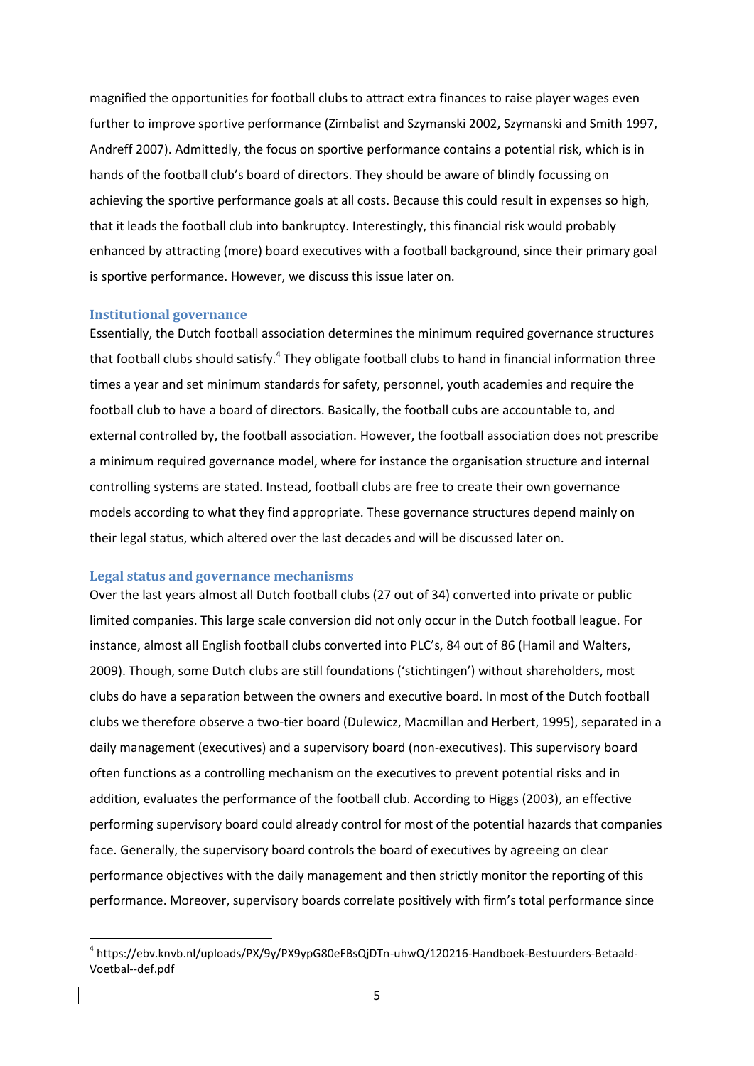magnified the opportunities for football clubs to attract extra finances to raise player wages even further to improve sportive performance (Zimbalist and Szymanski 2002, Szymanski and Smith 1997, Andreff 2007). Admittedly, the focus on sportive performance contains a potential risk, which is in hands of the football club's board of directors. They should be aware of blindly focussing on achieving the sportive performance goals at all costs. Because this could result in expenses so high, that it leads the football club into bankruptcy. Interestingly, this financial risk would probably enhanced by attracting (more) board executives with a football background, since their primary goal is sportive performance. However, we discuss this issue later on.

### Institutional governance

Essentially, the Dutch football association determines the minimum required governance structures that football clubs should satisfy.[4] They obligate football clubs to hand in financial information three times a year and set minimum standards for safety, personnel, youth academies and require the football club to have a board of directors. Basically, the football cubs are accountable to, and external controlled by, the football association. However, the football association does not prescribe a minimum required governance model, where for instance the organisation structure and internal controlling systems are stated. Instead, football clubs are free to create their own governance models according to what they find appropriate. These governance structures depend mainly on their legal status, which altered over the last decades and will be discussed later on.

### Legal status and governance mechanisms

Over the last years almost all Dutch football clubs (27 out of 34) converted into private or public limited companies. This large scale conversion did not only occur in the Dutch football league. For instance, almost all English football clubs converted into PLC's, 84 out of 86 (Hamil and Walters, 2009). Though, some Dutch clubs are still foundations ('stichtingen') without shareholders, most clubs do have a separation between the owners and executive board. In most of the Dutch football clubs we therefore observe a two-tier board (Dulewicz, Macmillan and Herbert, 1995), separated in a daily management (executives) and a supervisory board (non-executives). This supervisory board often functions as a controlling mechanism on the executives to prevent potential risks and in addition, evaluates the performance of the football club. According to Higgs (2003), an effective performing supervisory board could already control for most of the potential hazards that companies face. Generally, the supervisory board controls the board of executives by agreeing on clear performance objectives with the daily management and then strictly monitor the reporting of this performance. Moreover, supervisory boards correlate positively with firm's total performance since

[4] https://ebv.knvb.nl/uploads/PX/9y/PX9ypG80eFBsQjDTn-uhwQ/120216-Handboek-Bestuurders-Betaald-Voetbal--def.pdf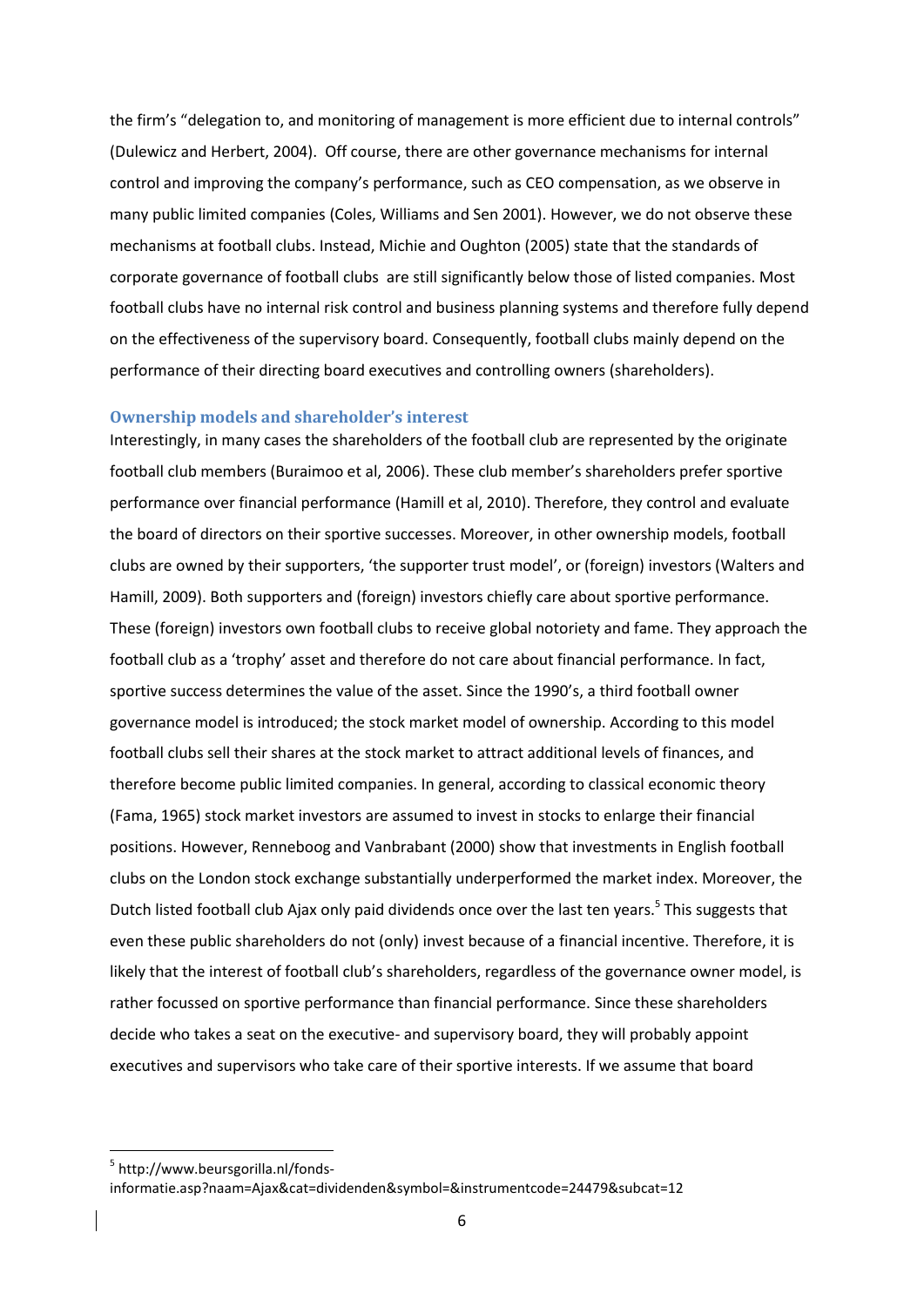the firm's "delegation to, and monitoring of management is more efficient due to internal controls" (Dulewicz and Herbert, 2004). Off course, there are other governance mechanisms for internal control and improving the company's performance, such as CEO compensation, as we observe in many public limited companies (Coles, Williams and Sen 2001). However, we do not observe these mechanisms at football clubs. Instead, Michie and Oughton (2005) state that the standards of corporate governance of football clubs are still significantly below those of listed companies. Most football clubs have no internal risk control and business planning systems and therefore fully depend on the effectiveness of the supervisory board. Consequently, football clubs mainly depend on the performance of their directing board executives and controlling owners (shareholders).

### Ownership models and shareholder's interest

Interestingly, in many cases the shareholders of the football club are represented by the originate football club members (Buraimoo et al, 2006). These club member's shareholders prefer sportive performance over financial performance (Hamill et al, 2010). Therefore, they control and evaluate the board of directors on their sportive successes. Moreover, in other ownership models, football clubs are owned by their supporters, 'the supporter trust model', or (foreign) investors (Walters and Hamill, 2009). Both supporters and (foreign) investors chiefly care about sportive performance. These (foreign) investors own football clubs to receive global notoriety and fame. They approach the football club as a 'trophy' asset and therefore do not care about financial performance. In fact, sportive success determines the value of the asset. Since the 1990's, a third football owner governance model is introduced; the stock market model of ownership. According to this model football clubs sell their shares at the stock market to attract additional levels of finances, and therefore become public limited companies. In general, according to classical economic theory (Fama, 1965) stock market investors are assumed to invest in stocks to enlarge their financial positions. However, Renneboog and Vanbrabant (2000) show that investments in English football clubs on the London stock exchange substantially underperformed the market index. Moreover, the Dutch listed football club Ajax only paid dividends once over the last ten years.[5] This suggests that even these public shareholders do not (only) invest because of a financial incentive. Therefore, it is likely that the interest of football club's shareholders, regardless of the governance owner model, is rather focussed on sportive performance than financial performance. Since these shareholders decide who takes a seat on the executive- and supervisory board, they will probably appoint executives and supervisors who take care of their sportive interests. If we assume that board

---

[5] http://www.beursgorilla.nl/fonds-informatie.asp?naam=Ajax&cat=dividenden&symbol=&instrumentcode=24479&subcat=12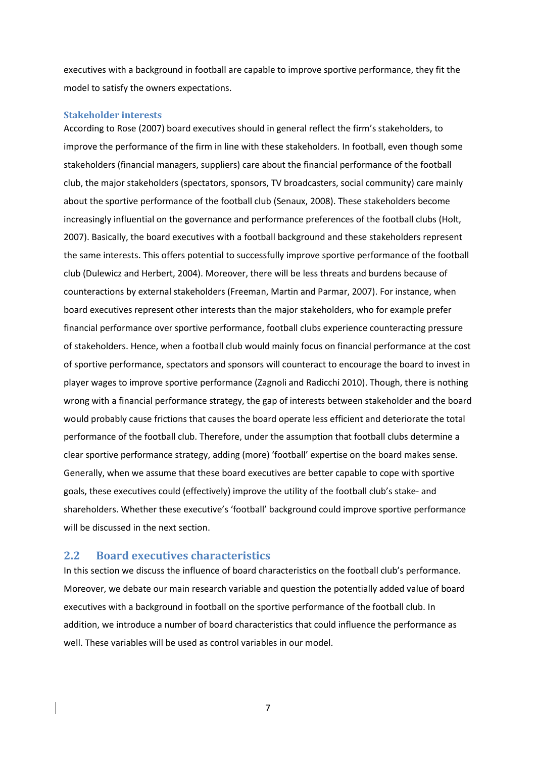executives with a background in football are capable to improve sportive performance, they fit the model to satisfy the owners expectations.

### Stakeholder interests

According to Rose (2007) board executives should in general reflect the firm's stakeholders, to improve the performance of the firm in line with these stakeholders. In football, even though some stakeholders (financial managers, suppliers) care about the financial performance of the football club, the major stakeholders (spectators, sponsors, TV broadcasters, social community) care mainly about the sportive performance of the football club (Senaux, 2008). These stakeholders become increasingly influential on the governance and performance preferences of the football clubs (Holt, 2007). Basically, the board executives with a football background and these stakeholders represent the same interests. This offers potential to successfully improve sportive performance of the football club (Dulewicz and Herbert, 2004). Moreover, there will be less threats and burdens because of counteractions by external stakeholders (Freeman, Martin and Parmar, 2007). For instance, when board executives represent other interests than the major stakeholders, who for example prefer financial performance over sportive performance, football clubs experience counteracting pressure of stakeholders. Hence, when a football club would mainly focus on financial performance at the cost of sportive performance, spectators and sponsors will counteract to encourage the board to invest in player wages to improve sportive performance (Zagnoli and Radicchi 2010). Though, there is nothing wrong with a financial performance strategy, the gap of interests between stakeholder and the board would probably cause frictions that causes the board operate less efficient and deteriorate the total performance of the football club. Therefore, under the assumption that football clubs determine a clear sportive performance strategy, adding (more) 'football' expertise on the board makes sense. Generally, when we assume that these board executives are better capable to cope with sportive goals, these executives could (effectively) improve the utility of the football club's stake- and shareholders. Whether these executive's 'football' background could improve sportive performance will be discussed in the next section.

## 2.2 Board executives characteristics

In this section we discuss the influence of board characteristics on the football club's performance. Moreover, we debate our main research variable and question the potentially added value of board executives with a background in football on the sportive performance of the football club. In addition, we introduce a number of board characteristics that could influence the performance as well. These variables will be used as control variables in our model.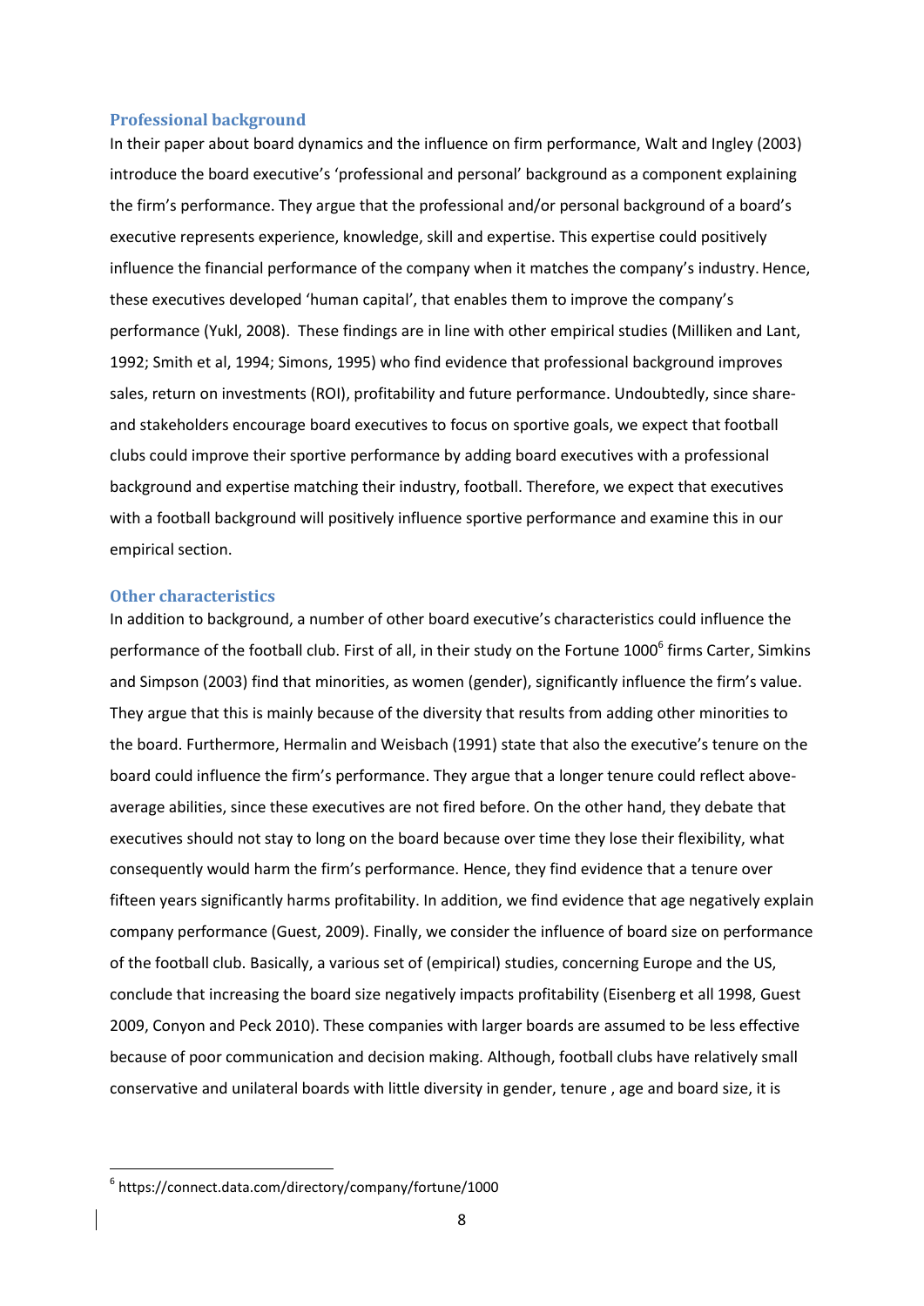## Professional background

In their paper about board dynamics and the influence on firm performance, Walt and Ingley (2003) introduce the board executive's 'professional and personal' background as a component explaining the firm's performance. They argue that the professional and/or personal background of a board's executive represents experience, knowledge, skill and expertise. This expertise could positively influence the financial performance of the company when it matches the company's industry. Hence, these executives developed 'human capital', that enables them to improve the company's performance (Yukl, 2008). These findings are in line with other empirical studies (Milliken and Lant, 1992; Smith et al, 1994; Simons, 1995) who find evidence that professional background improves sales, return on investments (ROI), profitability and future performance. Undoubtedly, since share- and stakeholders encourage board executives to focus on sportive goals, we expect that football clubs could improve their sportive performance by adding board executives with a professional background and expertise matching their industry, football. Therefore, we expect that executives with a football background will positively influence sportive performance and examine this in our empirical section.

## Other characteristics

In addition to background, a number of other board executive's characteristics could influence the performance of the football club. First of all, in their study on the Fortune 1000[6] firms Carter, Simkins and Simpson (2003) find that minorities, as women (gender), significantly influence the firm's value. They argue that this is mainly because of the diversity that results from adding other minorities to the board. Furthermore, Hermalin and Weisbach (1991) state that also the executive's tenure on the board could influence the firm's performance. They argue that a longer tenure could reflect above-average abilities, since these executives are not fired before. On the other hand, they debate that executives should not stay to long on the board because over time they lose their flexibility, what consequently would harm the firm's performance. Hence, they find evidence that a tenure over fifteen years significantly harms profitability. In addition, we find evidence that age negatively explain company performance (Guest, 2009). Finally, we consider the influence of board size on performance of the football club. Basically, a various set of (empirical) studies, concerning Europe and the US, conclude that increasing the board size negatively impacts profitability (Eisenberg et all 1998, Guest 2009, Conyon and Peck 2010). These companies with larger boards are assumed to be less effective because of poor communication and decision making. Although, football clubs have relatively small conservative and unilateral boards with little diversity in gender, tenure , age and board size, it is

[6] https://connect.data.com/directory/company/fortune/1000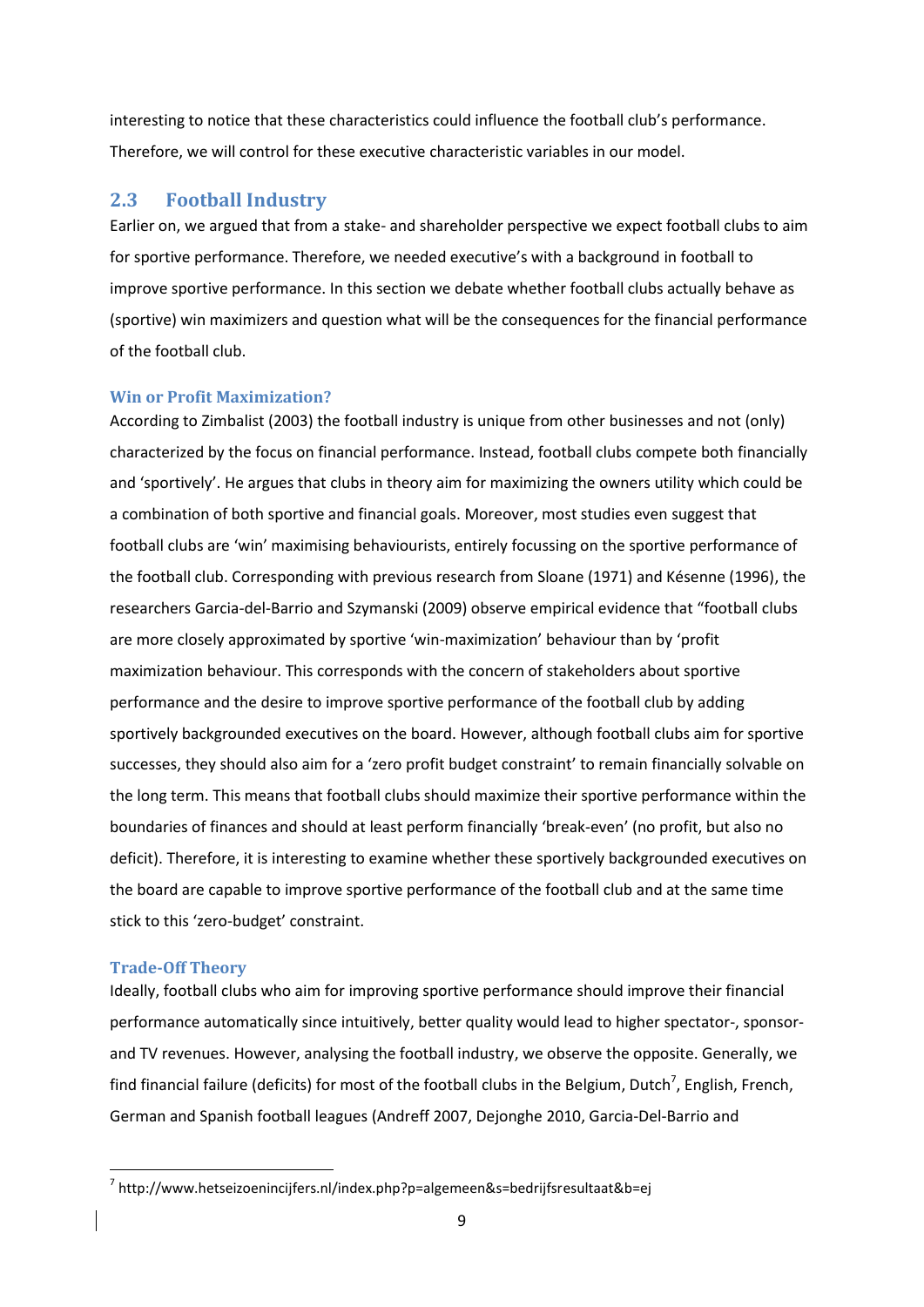interesting to notice that these characteristics could influence the football club's performance. Therefore, we will control for these executive characteristic variables in our model.

## 2.3 Football Industry

Earlier on, we argued that from a stake- and shareholder perspective we expect football clubs to aim for sportive performance. Therefore, we needed executive's with a background in football to improve sportive performance. In this section we debate whether football clubs actually behave as (sportive) win maximizers and question what will be the consequences for the financial performance of the football club.

### Win or Profit Maximization?

According to Zimbalist (2003) the football industry is unique from other businesses and not (only) characterized by the focus on financial performance. Instead, football clubs compete both financially and 'sportively'. He argues that clubs in theory aim for maximizing the owners utility which could be a combination of both sportive and financial goals. Moreover, most studies even suggest that football clubs are 'win' maximising behaviourists, entirely focussing on the sportive performance of the football club. Corresponding with previous research from Sloane (1971) and Késenne (1996), the researchers Garcia-del-Barrio and Szymanski (2009) observe empirical evidence that "football clubs are more closely approximated by sportive 'win-maximization' behaviour than by 'profit maximization behaviour. This corresponds with the concern of stakeholders about sportive performance and the desire to improve sportive performance of the football club by adding sportively backgrounded executives on the board. However, although football clubs aim for sportive successes, they should also aim for a 'zero profit budget constraint' to remain financially solvable on the long term. This means that football clubs should maximize their sportive performance within the boundaries of finances and should at least perform financially 'break-even' (no profit, but also no deficit). Therefore, it is interesting to examine whether these sportively backgrounded executives on the board are capable to improve sportive performance of the football club and at the same time stick to this 'zero-budget' constraint.

### Trade-Off Theory

Ideally, football clubs who aim for improving sportive performance should improve their financial performance automatically since intuitively, better quality would lead to higher spectator-, sponsor- and TV revenues. However, analysing the football industry, we observe the opposite. Generally, we find financial failure (deficits) for most of the football clubs in the Belgium, Dutch[7], English, French, German and Spanish football leagues (Andreff 2007, Dejonghe 2010, Garcia-Del-Barrio and

[7] http://www.hetseizoenincijfers.nl/index.php?p=algemeen&s=bedrijfsresultaat&b=ej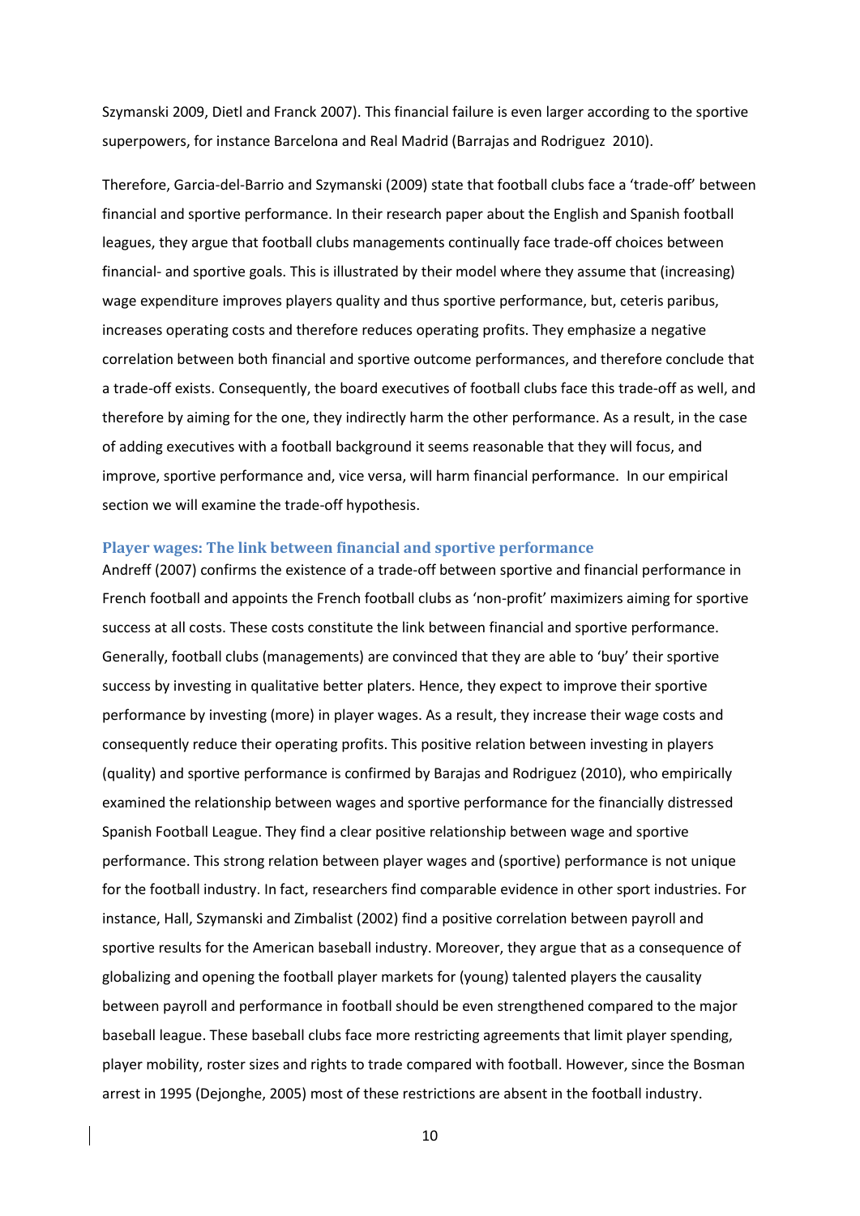Szymanski 2009, Dietl and Franck 2007). This financial failure is even larger according to the sportive superpowers, for instance Barcelona and Real Madrid (Barrajas and Rodriguez 2010).

Therefore, Garcia-del-Barrio and Szymanski (2009) state that football clubs face a 'trade-off' between financial and sportive performance. In their research paper about the English and Spanish football leagues, they argue that football clubs managements continually face trade-off choices between financial- and sportive goals. This is illustrated by their model where they assume that (increasing) wage expenditure improves players quality and thus sportive performance, but, ceteris paribus, increases operating costs and therefore reduces operating profits. They emphasize a negative correlation between both financial and sportive outcome performances, and therefore conclude that a trade-off exists. Consequently, the board executives of football clubs face this trade-off as well, and therefore by aiming for the one, they indirectly harm the other performance. As a result, in the case of adding executives with a football background it seems reasonable that they will focus, and improve, sportive performance and, vice versa, will harm financial performance. In our empirical section we will examine the trade-off hypothesis.

### Player wages: The link between financial and sportive performance

Andreff (2007) confirms the existence of a trade-off between sportive and financial performance in French football and appoints the French football clubs as 'non-profit' maximizers aiming for sportive success at all costs. These costs constitute the link between financial and sportive performance. Generally, football clubs (managements) are convinced that they are able to 'buy' their sportive success by investing in qualitative better platers. Hence, they expect to improve their sportive performance by investing (more) in player wages. As a result, they increase their wage costs and consequently reduce their operating profits. This positive relation between investing in players (quality) and sportive performance is confirmed by Barajas and Rodriguez (2010), who empirically examined the relationship between wages and sportive performance for the financially distressed Spanish Football League. They find a clear positive relationship between wage and sportive performance. This strong relation between player wages and (sportive) performance is not unique for the football industry. In fact, researchers find comparable evidence in other sport industries. For instance, Hall, Szymanski and Zimbalist (2002) find a positive correlation between payroll and sportive results for the American baseball industry. Moreover, they argue that as a consequence of globalizing and opening the football player markets for (young) talented players the causality between payroll and performance in football should be even strengthened compared to the major baseball league. These baseball clubs face more restricting agreements that limit player spending, player mobility, roster sizes and rights to trade compared with football. However, since the Bosman arrest in 1995 (Dejonghe, 2005) most of these restrictions are absent in the football industry.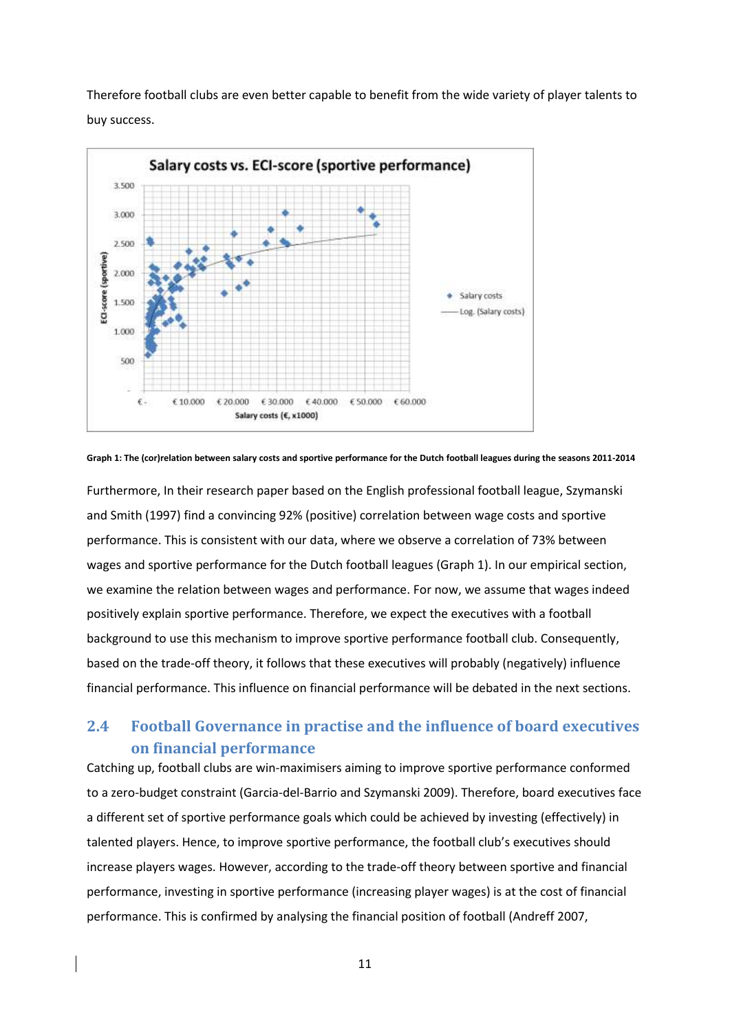Therefore football clubs are even better capable to benefit from the wide variety of player talents to buy success.

Graph 1: The (cor)relation between salary costs and sportive performance for the Dutch football leagues during the seasons 2011-2014

Furthermore, In their research paper based on the English professional football league, Szymanski and Smith (1997) find a convincing 92% (positive) correlation between wage costs and sportive performance. This is consistent with our data, where we observe a correlation of 73% between wages and sportive performance for the Dutch football leagues (Graph 1). In our empirical section, we examine the relation between wages and performance. For now, we assume that wages indeed positively explain sportive performance. Therefore, we expect the executives with a football background to use this mechanism to improve sportive performance football club. Consequently, based on the trade-off theory, it follows that these executives will probably (negatively) influence financial performance. This influence on financial performance will be debated in the next sections.

## 2.4 Football Governance in practise and the influence of board executives on financial performance

Catching up, football clubs are win-maximisers aiming to improve sportive performance conformed to a zero-budget constraint (Garcia-del-Barrio and Szymanski 2009). Therefore, board executives face a different set of sportive performance goals which could be achieved by investing (effectively) in talented players. Hence, to improve sportive performance, the football club's executives should increase players wages. However, according to the trade-off theory between sportive and financial performance, investing in sportive performance (increasing player wages) is at the cost of financial performance. This is confirmed by analysing the financial position of football (Andreff 2007,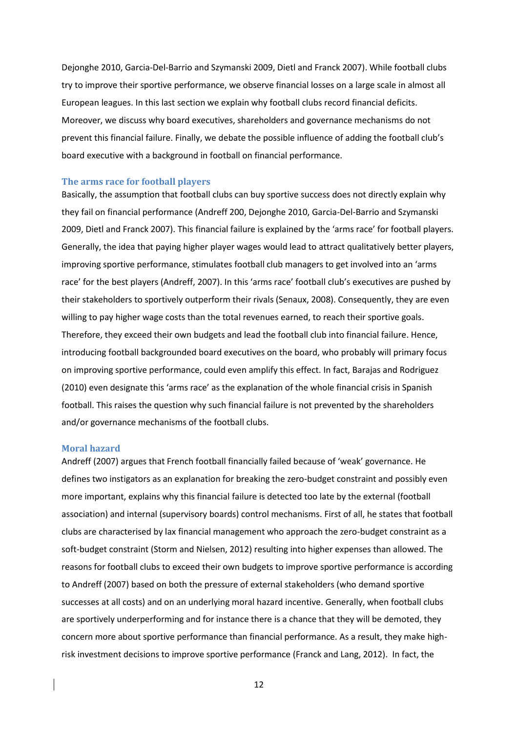Dejonghe 2010, Garcia-Del-Barrio and Szymanski 2009, Dietl and Franck 2007). While football clubs try to improve their sportive performance, we observe financial losses on a large scale in almost all European leagues. In this last section we explain why football clubs record financial deficits. Moreover, we discuss why board executives, shareholders and governance mechanisms do not prevent this financial failure. Finally, we debate the possible influence of adding the football club's board executive with a background in football on financial performance.

### The arms race for football players

Basically, the assumption that football clubs can buy sportive success does not directly explain why they fail on financial performance (Andreff 200, Dejonghe 2010, Garcia-Del-Barrio and Szymanski 2009, Dietl and Franck 2007). This financial failure is explained by the 'arms race' for football players. Generally, the idea that paying higher player wages would lead to attract qualitatively better players, improving sportive performance, stimulates football club managers to get involved into an 'arms race' for the best players (Andreff, 2007). In this 'arms race' football club's executives are pushed by their stakeholders to sportively outperform their rivals (Senaux, 2008). Consequently, they are even willing to pay higher wage costs than the total revenues earned, to reach their sportive goals. Therefore, they exceed their own budgets and lead the football club into financial failure. Hence, introducing football backgrounded board executives on the board, who probably will primary focus on improving sportive performance, could even amplify this effect. In fact, Barajas and Rodriguez (2010) even designate this 'arms race' as the explanation of the whole financial crisis in Spanish football. This raises the question why such financial failure is not prevented by the shareholders and/or governance mechanisms of the football clubs.

### Moral hazard

Andreff (2007) argues that French football financially failed because of 'weak' governance. He defines two instigators as an explanation for breaking the zero-budget constraint and possibly even more important, explains why this financial failure is detected too late by the external (football association) and internal (supervisory boards) control mechanisms. First of all, he states that football clubs are characterised by lax financial management who approach the zero-budget constraint as a soft-budget constraint (Storm and Nielsen, 2012) resulting into higher expenses than allowed. The reasons for football clubs to exceed their own budgets to improve sportive performance is according to Andreff (2007) based on both the pressure of external stakeholders (who demand sportive successes at all costs) and on an underlying moral hazard incentive. Generally, when football clubs are sportively underperforming and for instance there is a chance that they will be demoted, they concern more about sportive performance than financial performance. As a result, they make high-risk investment decisions to improve sportive performance (Franck and Lang, 2012). In fact, the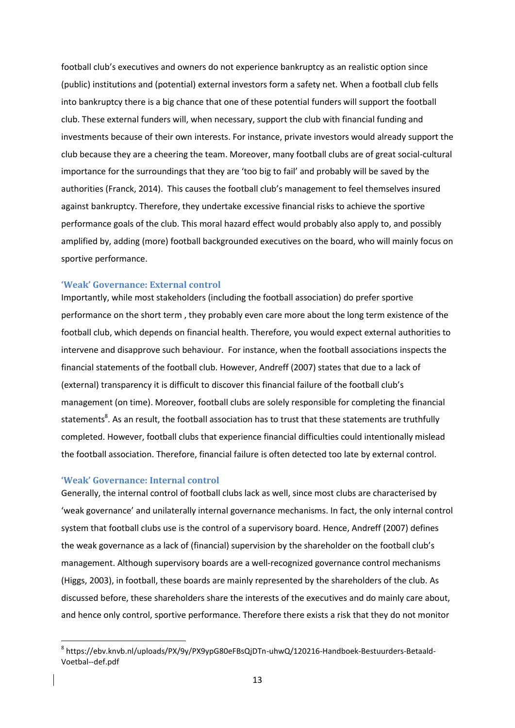football club's executives and owners do not experience bankruptcy as an realistic option since (public) institutions and (potential) external investors form a safety net. When a football club fells into bankruptcy there is a big chance that one of these potential funders will support the football club. These external funders will, when necessary, support the club with financial funding and investments because of their own interests. For instance, private investors would already support the club because they are a cheering the team. Moreover, many football clubs are of great social-cultural importance for the surroundings that they are 'too big to fail' and probably will be saved by the authorities (Franck, 2014). This causes the football club's management to feel themselves insured against bankruptcy. Therefore, they undertake excessive financial risks to achieve the sportive performance goals of the club. This moral hazard effect would probably also apply to, and possibly amplified by, adding (more) football backgrounded executives on the board, who will mainly focus on sportive performance.

### 'Weak' Governance: External control

Importantly, while most stakeholders (including the football association) do prefer sportive performance on the short term , they probably even care more about the long term existence of the football club, which depends on financial health. Therefore, you would expect external authorities to intervene and disapprove such behaviour. For instance, when the football associations inspects the financial statements of the football club. However, Andreff (2007) states that due to a lack of (external) transparency it is difficult to discover this financial failure of the football club's management (on time). Moreover, football clubs are solely responsible for completing the financial statements[8]. As an result, the football association has to trust that these statements are truthfully completed. However, football clubs that experience financial difficulties could intentionally mislead the football association. Therefore, financial failure is often detected too late by external control.

### 'Weak' Governance: Internal control

Generally, the internal control of football clubs lack as well, since most clubs are characterised by 'weak governance' and unilaterally internal governance mechanisms. In fact, the only internal control system that football clubs use is the control of a supervisory board. Hence, Andreff (2007) defines the weak governance as a lack of (financial) supervision by the shareholder on the football club's management. Although supervisory boards are a well-recognized governance control mechanisms (Higgs, 2003), in football, these boards are mainly represented by the shareholders of the club. As discussed before, these shareholders share the interests of the executives and do mainly care about, and hence only control, sportive performance. Therefore there exists a risk that they do not monitor

---

[8] https://ebv.knvb.nl/uploads/PX/9y/PX9ypG80eFBsQjDTn-uhwQ/120216-Handboek-Bestuurders-Betaald-Voetbal--def.pdf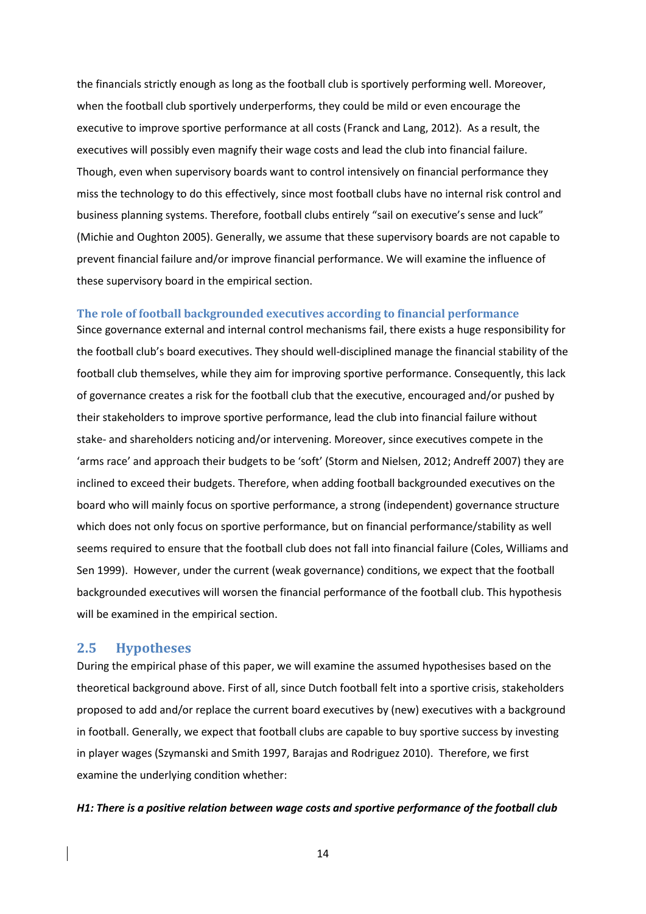the financials strictly enough as long as the football club is sportively performing well. Moreover, when the football club sportively underperforms, they could be mild or even encourage the executive to improve sportive performance at all costs (Franck and Lang, 2012). As a result, the executives will possibly even magnify their wage costs and lead the club into financial failure. Though, even when supervisory boards want to control intensively on financial performance they miss the technology to do this effectively, since most football clubs have no internal risk control and business planning systems. Therefore, football clubs entirely "sail on executive's sense and luck" (Michie and Oughton 2005). Generally, we assume that these supervisory boards are not capable to prevent financial failure and/or improve financial performance. We will examine the influence of these supervisory board in the empirical section.

### The role of football backgrounded executives according to financial performance

Since governance external and internal control mechanisms fail, there exists a huge responsibility for the football club's board executives. They should well-disciplined manage the financial stability of the football club themselves, while they aim for improving sportive performance. Consequently, this lack of governance creates a risk for the football club that the executive, encouraged and/or pushed by their stakeholders to improve sportive performance, lead the club into financial failure without stake- and shareholders noticing and/or intervening. Moreover, since executives compete in the 'arms race' and approach their budgets to be 'soft' (Storm and Nielsen, 2012; Andreff 2007) they are inclined to exceed their budgets. Therefore, when adding football backgrounded executives on the board who will mainly focus on sportive performance, a strong (independent) governance structure which does not only focus on sportive performance, but on financial performance/stability as well seems required to ensure that the football club does not fall into financial failure (Coles, Williams and Sen 1999). However, under the current (weak governance) conditions, we expect that the football backgrounded executives will worsen the financial performance of the football club. This hypothesis will be examined in the empirical section.

## 2.5 Hypotheses

During the empirical phase of this paper, we will examine the assumed hypothesises based on the theoretical background above. First of all, since Dutch football felt into a sportive crisis, stakeholders proposed to add and/or replace the current board executives by (new) executives with a background in football. Generally, we expect that football clubs are capable to buy sportive success by investing in player wages (Szymanski and Smith 1997, Barajas and Rodriguez 2010). Therefore, we first examine the underlying condition whether:

***H1: There is a positive relation between wage costs and sportive performance of the football club***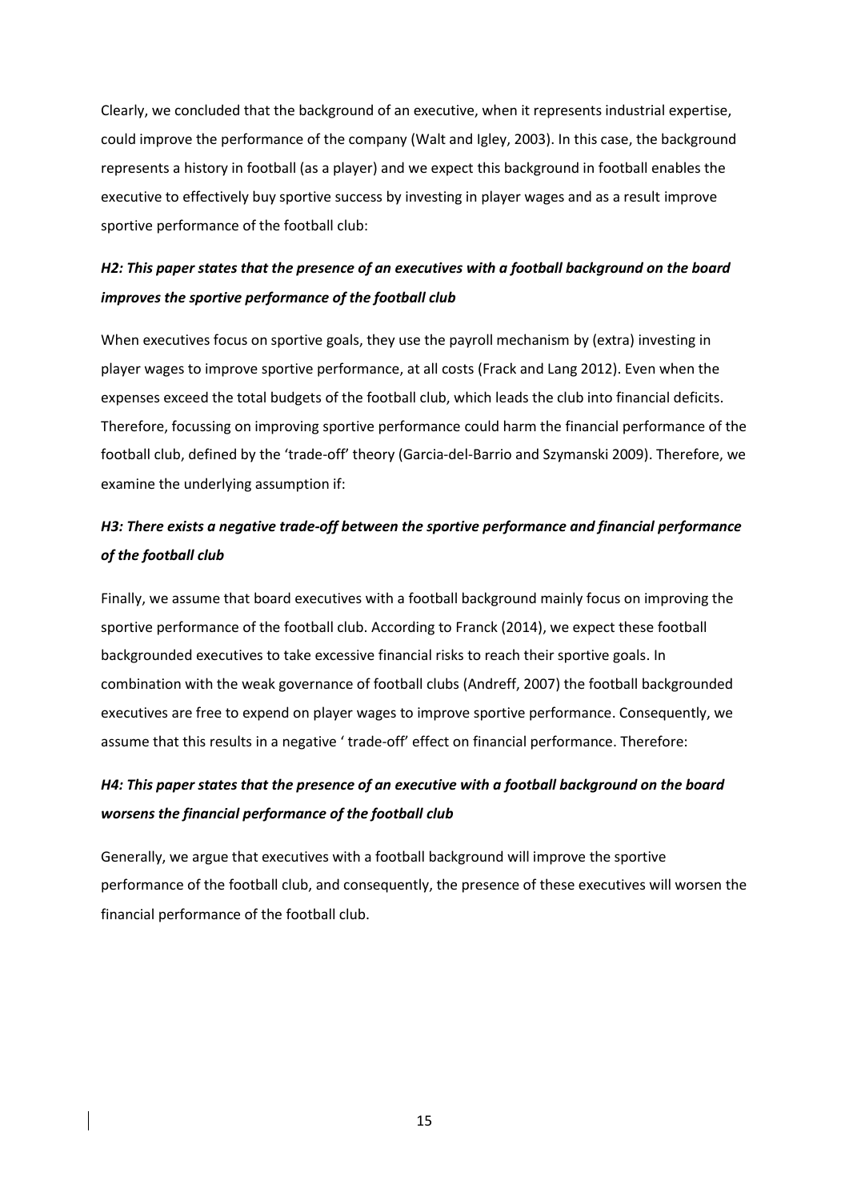Clearly, we concluded that the background of an executive, when it represents industrial expertise, could improve the performance of the company (Walt and Igley, 2003). In this case, the background represents a history in football (as a player) and we expect this background in football enables the executive to effectively buy sportive success by investing in player wages and as a result improve sportive performance of the football club:

***H2: This paper states that the presence of an executives with a football background on the board improves the sportive performance of the football club***

When executives focus on sportive goals, they use the payroll mechanism by (extra) investing in player wages to improve sportive performance, at all costs (Frack and Lang 2012). Even when the expenses exceed the total budgets of the football club, which leads the club into financial deficits. Therefore, focussing on improving sportive performance could harm the financial performance of the football club, defined by the 'trade-off' theory (Garcia-del-Barrio and Szymanski 2009). Therefore, we examine the underlying assumption if:

***H3: There exists a negative trade-off between the sportive performance and financial performance of the football club***

Finally, we assume that board executives with a football background mainly focus on improving the sportive performance of the football club. According to Franck (2014), we expect these football backgrounded executives to take excessive financial risks to reach their sportive goals. In combination with the weak governance of football clubs (Andreff, 2007) the football backgrounded executives are free to expend on player wages to improve sportive performance. Consequently, we assume that this results in a negative ' trade-off' effect on financial performance. Therefore:

***H4: This paper states that the presence of an executive with a football background on the board worsens the financial performance of the football club***

Generally, we argue that executives with a football background will improve the sportive performance of the football club, and consequently, the presence of these executives will worsen the financial performance of the football club.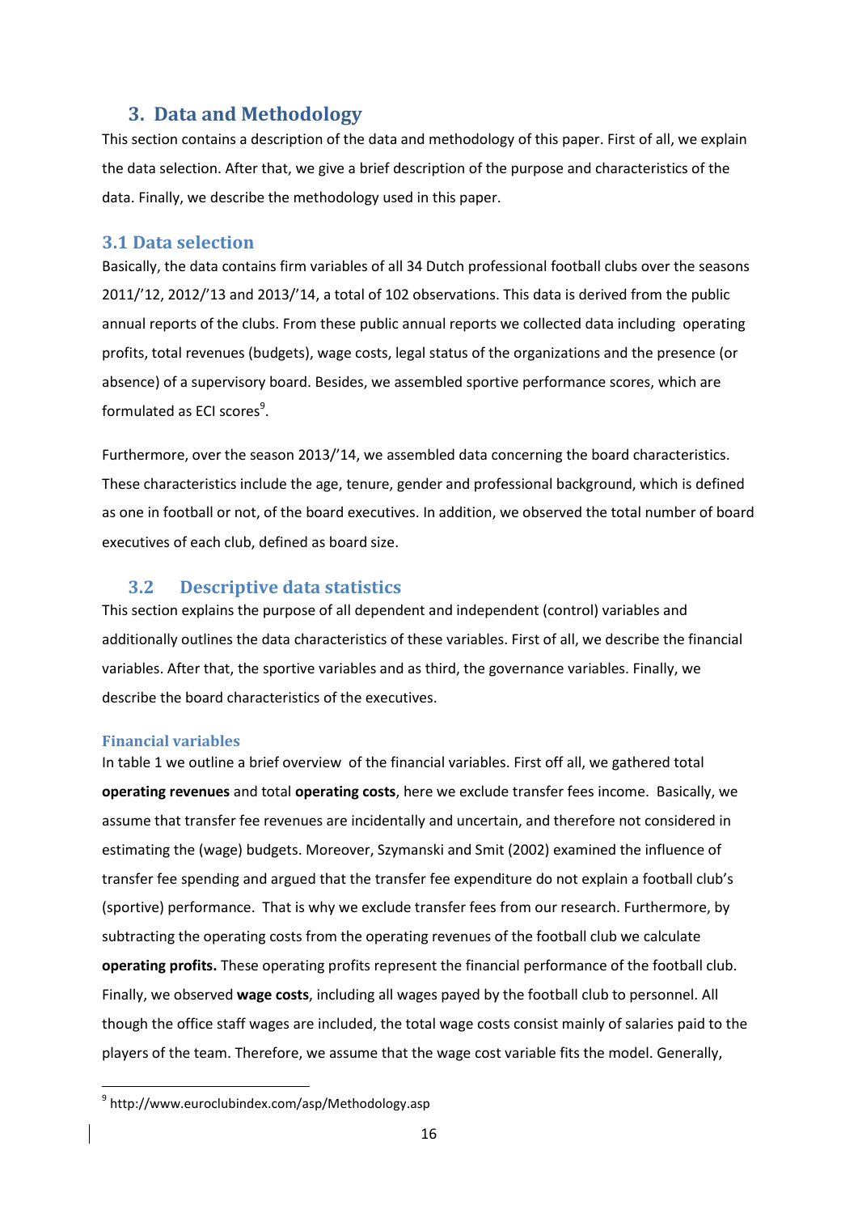## 3. Data and Methodology

This section contains a description of the data and methodology of this paper. First of all, we explain the data selection. After that, we give a brief description of the purpose and characteristics of the data. Finally, we describe the methodology used in this paper.

### 3.1 Data selection

Basically, the data contains firm variables of all 34 Dutch professional football clubs over the seasons 2011/'12, 2012/'13 and 2013/'14, a total of 102 observations. This data is derived from the public annual reports of the clubs. From these public annual reports we collected data including operating profits, total revenues (budgets), wage costs, legal status of the organizations and the presence (or absence) of a supervisory board. Besides, we assembled sportive performance scores, which are formulated as ECI scores[9].

Furthermore, over the season 2013/'14, we assembled data concerning the board characteristics. These characteristics include the age, tenure, gender and professional background, which is defined as one in football or not, of the board executives. In addition, we observed the total number of board executives of each club, defined as board size.

### 3.2 Descriptive data statistics

This section explains the purpose of all dependent and independent (control) variables and additionally outlines the data characteristics of these variables. First of all, we describe the financial variables. After that, the sportive variables and as third, the governance variables. Finally, we describe the board characteristics of the executives.

#### Financial variables

In table 1 we outline a brief overview of the financial variables. First off all, we gathered total **operating revenues** and total **operating costs**, here we exclude transfer fees income. Basically, we assume that transfer fee revenues are incidentally and uncertain, and therefore not considered in estimating the (wage) budgets. Moreover, Szymanski and Smit (2002) examined the influence of transfer fee spending and argued that the transfer fee expenditure do not explain a football club's (sportive) performance. That is why we exclude transfer fees from our research. Furthermore, by subtracting the operating costs from the operating revenues of the football club we calculate **operating profits.** These operating profits represent the financial performance of the football club. Finally, we observed **wage costs**, including all wages payed by the football club to personnel. All though the office staff wages are included, the total wage costs consist mainly of salaries paid to the players of the team. Therefore, we assume that the wage cost variable fits the model. Generally,

[9] http://www.euroclubindex.com/asp/Methodology.asp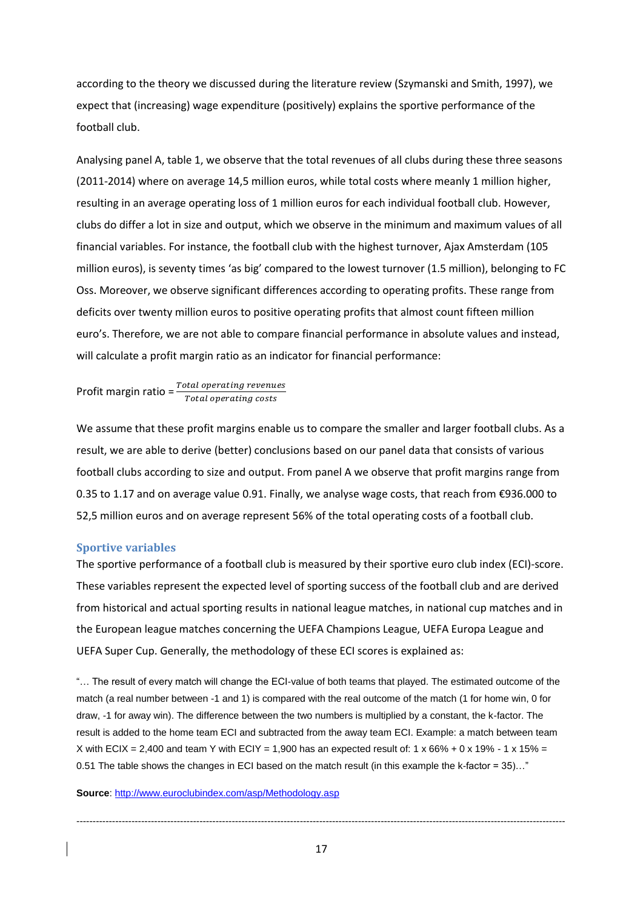according to the theory we discussed during the literature review (Szymanski and Smith, 1997), we expect that (increasing) wage expenditure (positively) explains the sportive performance of the football club.

Analysing panel A, table 1, we observe that the total revenues of all clubs during these three seasons (2011-2014) where on average 14,5 million euros, while total costs where meanly 1 million higher, resulting in an average operating loss of 1 million euros for each individual football club. However, clubs do differ a lot in size and output, which we observe in the minimum and maximum values of all financial variables. For instance, the football club with the highest turnover, Ajax Amsterdam (105 million euros), is seventy times 'as big' compared to the lowest turnover (1.5 million), belonging to FC Oss. Moreover, we observe significant differences according to operating profits. These range from deficits over twenty million euros to positive operating profits that almost count fifteen million euro's. Therefore, we are not able to compare financial performance in absolute values and instead, will calculate a profit margin ratio as an indicator for financial performance:

$$\text{Profit margin ratio} = \frac{\textit{Total operating revenues}}{\textit{Total operating costs}}$$

We assume that these profit margins enable us to compare the smaller and larger football clubs. As a result, we are able to derive (better) conclusions based on our panel data that consists of various football clubs according to size and output. From panel A we observe that profit margins range from 0.35 to 1.17 and on average value 0.91. Finally, we analyse wage costs, that reach from €936.000 to 52,5 million euros and on average represent 56% of the total operating costs of a football club.

### Sportive variables

The sportive performance of a football club is measured by their sportive euro club index (ECI)-score. These variables represent the expected level of sporting success of the football club and are derived from historical and actual sporting results in national league matches, in national cup matches and in the European league matches concerning the UEFA Champions League, UEFA Europa League and UEFA Super Cup. Generally, the methodology of these ECI scores is explained as:

"… The result of every match will change the ECI-value of both teams that played. The estimated outcome of the match (a real number between -1 and 1) is compared with the real outcome of the match (1 for home win, 0 for draw, -1 for away win). The difference between the two numbers is multiplied by a constant, the k-factor. The result is added to the home team ECI and subtracted from the away team ECI. Example: a match between team X with ECIX = 2,400 and team Y with ECIY = 1,900 has an expected result of: 1 x 66% + 0 x 19% - 1 x 15% = 0.51 The table shows the changes in ECI based on the match result (in this example the k-factor = 35)…"

**Source**: http://www.euroclubindex.com/asp/Methodology.asp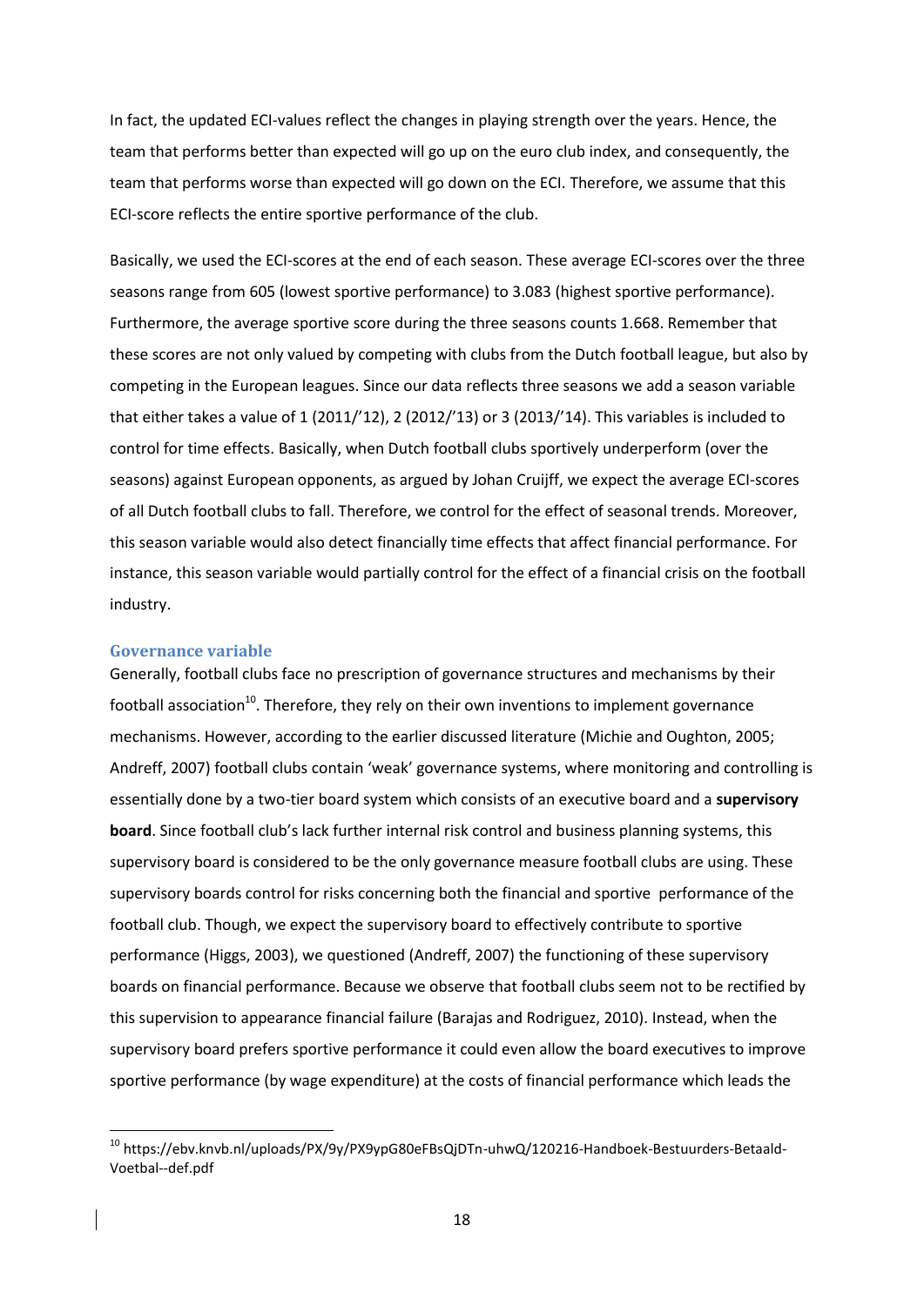In fact, the updated ECI-values reflect the changes in playing strength over the years. Hence, the team that performs better than expected will go up on the euro club index, and consequently, the team that performs worse than expected will go down on the ECI. Therefore, we assume that this ECI-score reflects the entire sportive performance of the club.

Basically, we used the ECI-scores at the end of each season. These average ECI-scores over the three seasons range from 605 (lowest sportive performance) to 3.083 (highest sportive performance). Furthermore, the average sportive score during the three seasons counts 1.668. Remember that these scores are not only valued by competing with clubs from the Dutch football league, but also by competing in the European leagues. Since our data reflects three seasons we add a season variable that either takes a value of 1 (2011/'12), 2 (2012/'13) or 3 (2013/'14). This variables is included to control for time effects. Basically, when Dutch football clubs sportively underperform (over the seasons) against European opponents, as argued by Johan Cruijff, we expect the average ECI-scores of all Dutch football clubs to fall. Therefore, we control for the effect of seasonal trends. Moreover, this season variable would also detect financially time effects that affect financial performance. For instance, this season variable would partially control for the effect of a financial crisis on the football industry.

### Governance variable

Generally, football clubs face no prescription of governance structures and mechanisms by their football association[10]. Therefore, they rely on their own inventions to implement governance mechanisms. However, according to the earlier discussed literature (Michie and Oughton, 2005; Andreff, 2007) football clubs contain 'weak' governance systems, where monitoring and controlling is essentially done by a two-tier board system which consists of an executive board and a **supervisory board**. Since football club's lack further internal risk control and business planning systems, this supervisory board is considered to be the only governance measure football clubs are using. These supervisory boards control for risks concerning both the financial and sportive performance of the football club. Though, we expect the supervisory board to effectively contribute to sportive performance (Higgs, 2003), we questioned (Andreff, 2007) the functioning of these supervisory boards on financial performance. Because we observe that football clubs seem not to be rectified by this supervision to appearance financial failure (Barajas and Rodriguez, 2010). Instead, when the supervisory board prefers sportive performance it could even allow the board executives to improve sportive performance (by wage expenditure) at the costs of financial performance which leads the

---

[10] https://ebv.knvb.nl/uploads/PX/9y/PX9ypG80eFBsQjDTn-uhwQ/120216-Handboek-Bestuurders-Betaald-Voetbal--def.pdf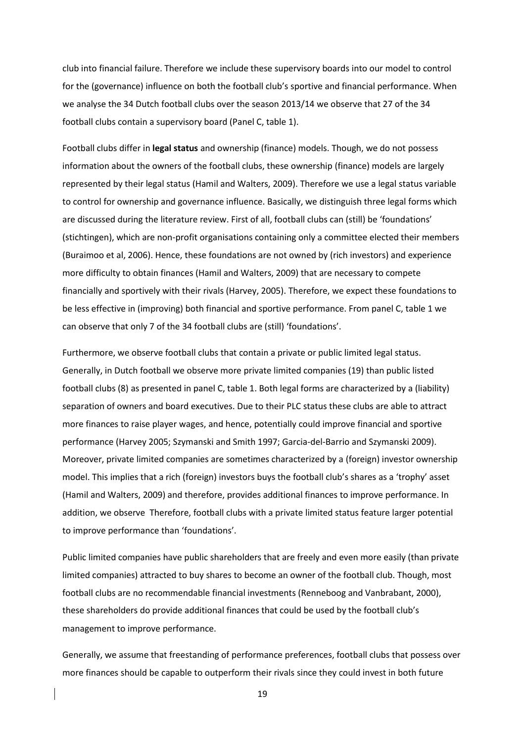club into financial failure. Therefore we include these supervisory boards into our model to control for the (governance) influence on both the football club's sportive and financial performance. When we analyse the 34 Dutch football clubs over the season 2013/14 we observe that 27 of the 34 football clubs contain a supervisory board (Panel C, table 1).

Football clubs differ in **legal status** and ownership (finance) models. Though, we do not possess information about the owners of the football clubs, these ownership (finance) models are largely represented by their legal status (Hamil and Walters, 2009). Therefore we use a legal status variable to control for ownership and governance influence. Basically, we distinguish three legal forms which are discussed during the literature review. First of all, football clubs can (still) be 'foundations' (stichtingen), which are non-profit organisations containing only a committee elected their members (Buraimoo et al, 2006). Hence, these foundations are not owned by (rich investors) and experience more difficulty to obtain finances (Hamil and Walters, 2009) that are necessary to compete financially and sportively with their rivals (Harvey, 2005). Therefore, we expect these foundations to be less effective in (improving) both financial and sportive performance. From panel C, table 1 we can observe that only 7 of the 34 football clubs are (still) 'foundations'.

Furthermore, we observe football clubs that contain a private or public limited legal status. Generally, in Dutch football we observe more private limited companies (19) than public listed football clubs (8) as presented in panel C, table 1. Both legal forms are characterized by a (liability) separation of owners and board executives. Due to their PLC status these clubs are able to attract more finances to raise player wages, and hence, potentially could improve financial and sportive performance (Harvey 2005; Szymanski and Smith 1997; Garcia-del-Barrio and Szymanski 2009). Moreover, private limited companies are sometimes characterized by a (foreign) investor ownership model. This implies that a rich (foreign) investors buys the football club's shares as a 'trophy' asset (Hamil and Walters, 2009) and therefore, provides additional finances to improve performance. In addition, we observe Therefore, football clubs with a private limited status feature larger potential to improve performance than 'foundations'.

Public limited companies have public shareholders that are freely and even more easily (than private limited companies) attracted to buy shares to become an owner of the football club. Though, most football clubs are no recommendable financial investments (Renneboog and Vanbrabant, 2000), these shareholders do provide additional finances that could be used by the football club's management to improve performance.

Generally, we assume that freestanding of performance preferences, football clubs that possess over more finances should be capable to outperform their rivals since they could invest in both future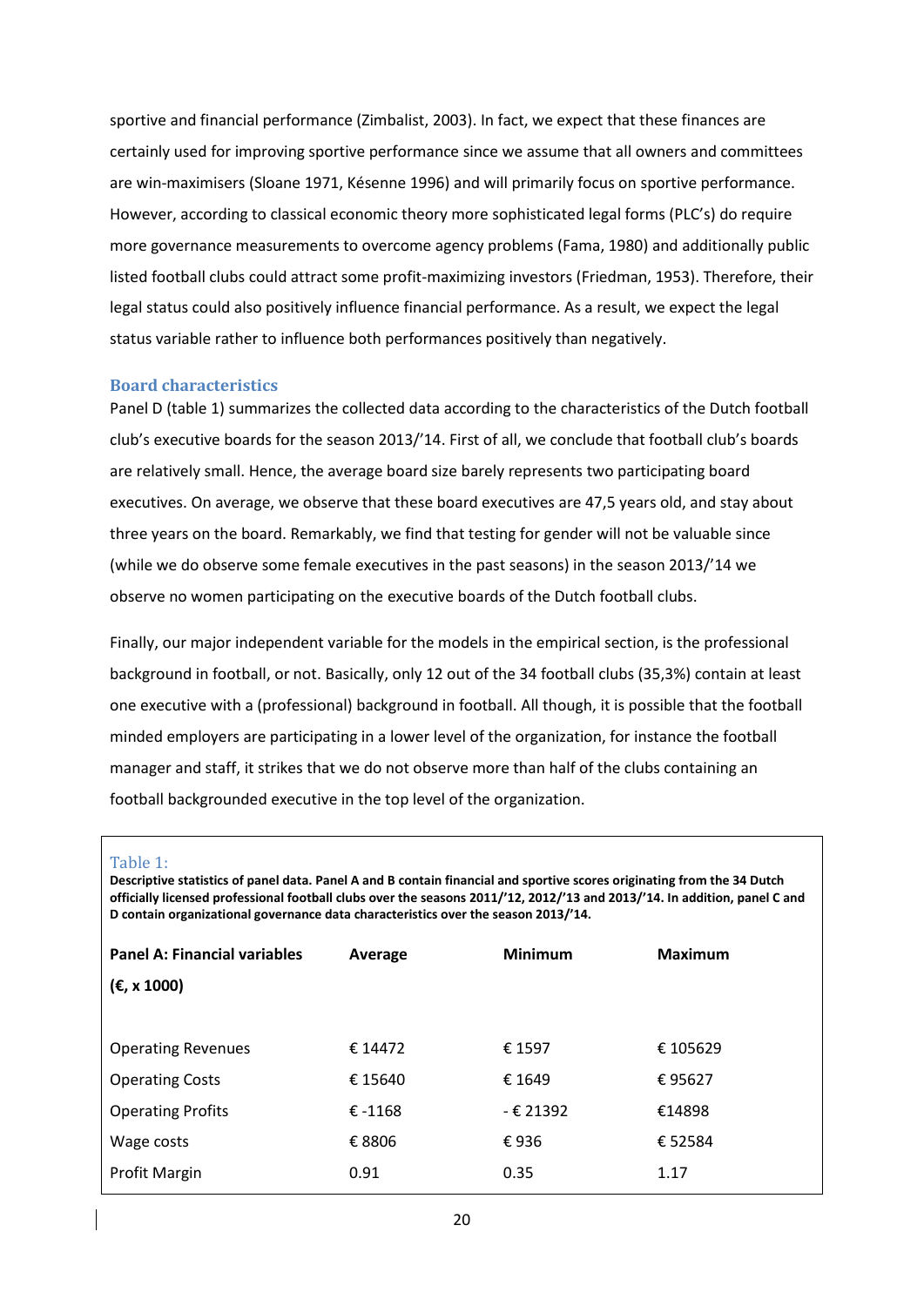sportive and financial performance (Zimbalist, 2003). In fact, we expect that these finances are certainly used for improving sportive performance since we assume that all owners and committees are win-maximisers (Sloane 1971, Késenne 1996) and will primarily focus on sportive performance. However, according to classical economic theory more sophisticated legal forms (PLC's) do require more governance measurements to overcome agency problems (Fama, 1980) and additionally public listed football clubs could attract some profit-maximizing investors (Friedman, 1953). Therefore, their legal status could also positively influence financial performance. As a result, we expect the legal status variable rather to influence both performances positively than negatively.

### Board characteristics

Panel D (table 1) summarizes the collected data according to the characteristics of the Dutch football club's executive boards for the season 2013/'14. First of all, we conclude that football club's boards are relatively small. Hence, the average board size barely represents two participating board executives. On average, we observe that these board executives are 47,5 years old, and stay about three years on the board. Remarkably, we find that testing for gender will not be valuable since (while we do observe some female executives in the past seasons) in the season 2013/'14 we observe no women participating on the executive boards of the Dutch football clubs.

Finally, our major independent variable for the models in the empirical section, is the professional background in football, or not. Basically, only 12 out of the 34 football clubs (35,3%) contain at least one executive with a (professional) background in football. All though, it is possible that the football minded employers are participating in a lower level of the organization, for instance the football manager and staff, it strikes that we do not observe more than half of the clubs containing an football backgrounded executive in the top level of the organization.

Table 1:

**Descriptive statistics of panel data. Panel A and B contain financial and sportive scores originating from the 34 Dutch officially licensed professional football clubs over the seasons 2011/'12, 2012/'13 and 2013/'14. In addition, panel C and D contain organizational governance data characteristics over the season 2013/'14.**

| **Panel A: Financial variables (€, x 1000)** | **Average** | **Minimum** | **Maximum** |
|---|---|---|---|
| Operating Revenues | € 14472 | € 1597 | € 105629 |
| Operating Costs | € 15640 | € 1649 | € 95627 |
| Operating Profits | € -1168 | - € 21392 | €14898 |
| Wage costs | € 8806 | € 936 | € 52584 |
| Profit Margin | 0.91 | 0.35 | 1.17 |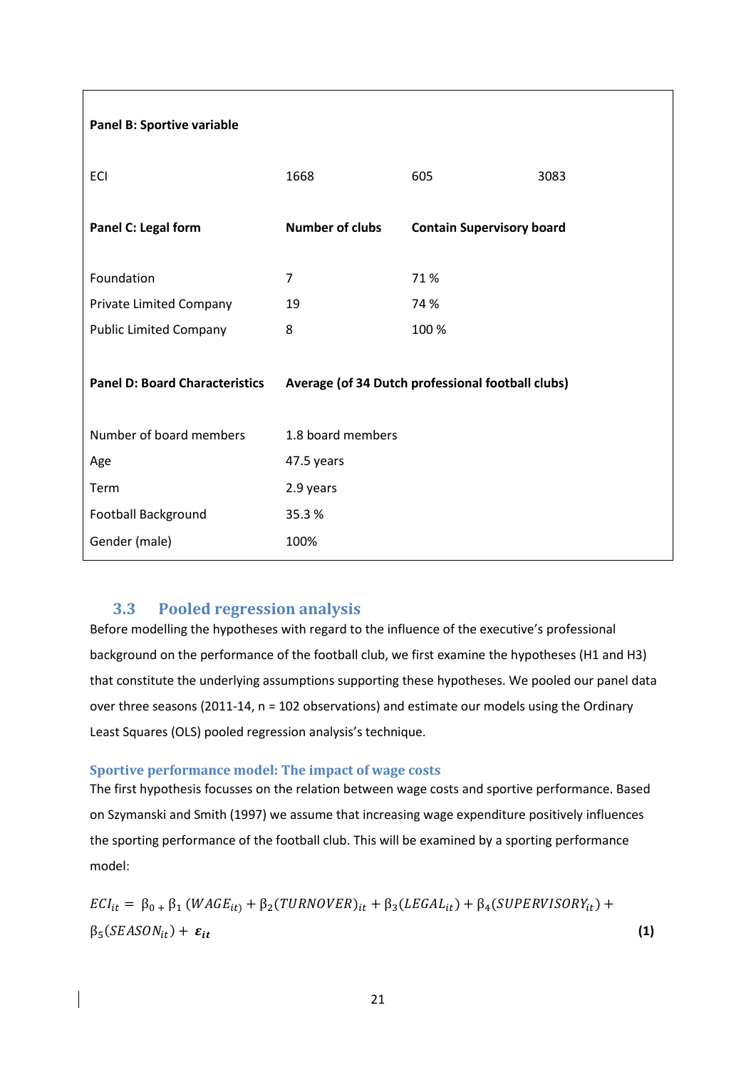| Panel B: Sportive variable | | | |
|---|---|---|---|
| ECI | 1668 | 605 | 3083 |
| **Panel C: Legal form** | **Number of clubs** | **Contain Supervisory board** | |
| Foundation | 7 | 71 % | |
| Private Limited Company | 19 | 74 % | |
| Public Limited Company | 8 | 100 % | |
| **Panel D: Board Characteristics** | **Average (of 34 Dutch professional football clubs)** | | |
| Number of board members | 1.8 board members | | |
| Age | 47.5 years | | |
| Term | 2.9 years | | |
| Football Background | 35.3 % | | |
| Gender (male) | 100% | | |

## 3.3 Pooled regression analysis

Before modelling the hypotheses with regard to the influence of the executive's professional background on the performance of the football club, we first examine the hypotheses (H1 and H3) that constitute the underlying assumptions supporting these hypotheses. We pooled our panel data over three seasons (2011-14, n = 102 observations) and estimate our models using the Ordinary Least Squares (OLS) pooled regression analysis's technique.

### Sportive performance model: The impact of wage costs

The first hypothesis focusses on the relation between wage costs and sportive performance. Based on Szymanski and Smith (1997) we assume that increasing wage expenditure positively influences the sporting performance of the football club. This will be examined by a sporting performance model:

$$ECI_{it} = \beta_0 + \beta_1 (WAGE_{it}) + \beta_2 (TURNOVER)_{it} + \beta_3 (LEGAL_{it}) + \beta_4 (SUPERVISORY_{it}) + \beta_5 (SEASON_{it}) + \boldsymbol{\varepsilon_{it}} \quad \textbf{(1)}$$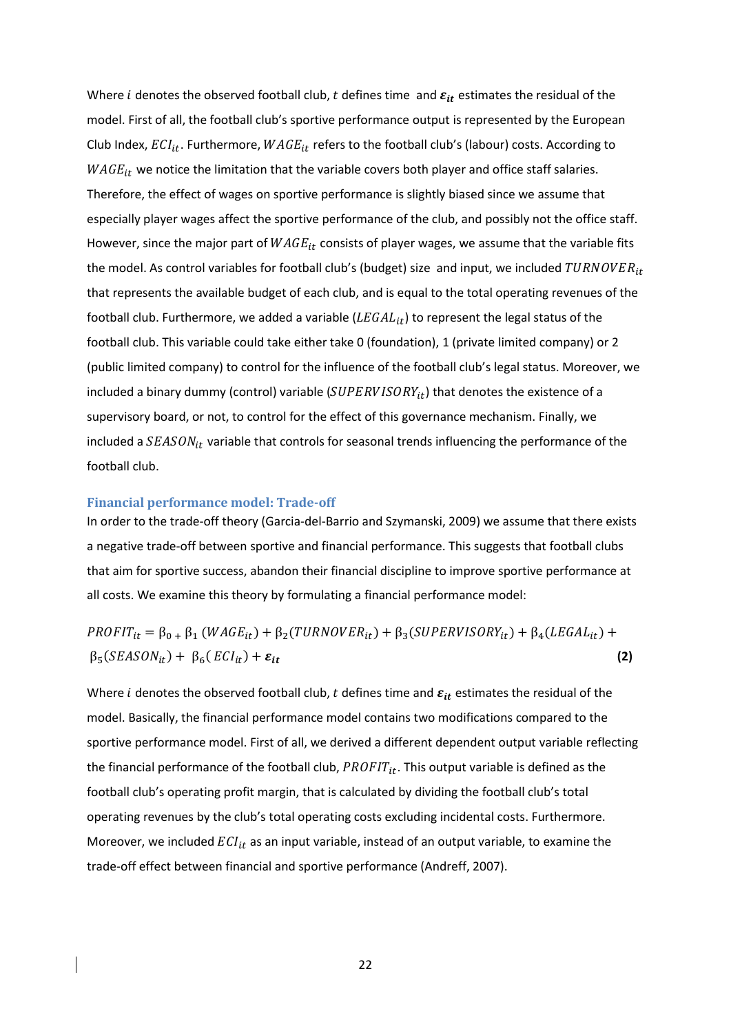Where $i$ denotes the observed football club, $t$ defines time and $\boldsymbol{\varepsilon_{it}}$ estimates the residual of the model. First of all, the football club's sportive performance output is represented by the European Club Index, $ECI_{it}$. Furthermore, $WAGE_{it}$ refers to the football club's (labour) costs. According to $WAGE_{it}$ we notice the limitation that the variable covers both player and office staff salaries. Therefore, the effect of wages on sportive performance is slightly biased since we assume that especially player wages affect the sportive performance of the club, and possibly not the office staff. However, since the major part of $WAGE_{it}$ consists of player wages, we assume that the variable fits the model. As control variables for football club's (budget) size and input, we included $TURNOVER_{it}$ that represents the available budget of each club, and is equal to the total operating revenues of the football club. Furthermore, we added a variable ($LEGAL_{it}$) to represent the legal status of the football club. This variable could either take 0 (foundation), 1 (private limited company) or 2 (public limited company) to control for the influence of the football club's legal status. Moreover, we included a binary dummy (control) variable ($SUPERVISORY_{it}$) that denotes the existence of a supervisory board, or not, to control for the effect of this governance mechanism. Finally, we included a $SEASON_{it}$ variable that controls for seasonal trends influencing the performance of the football club.

### Financial performance model: Trade-off

In order to the trade-off theory (Garcia-del-Barrio and Szymanski, 2009) we assume that there exists a negative trade-off between sportive and financial performance. This suggests that football clubs that aim for sportive success, abandon their financial discipline to improve sportive performance at all costs. We examine this theory by formulating a financial performance model:

$$PROFIT_{it} = \beta_0 + \beta_1 (WAGE_{it}) + \beta_2(TURNOVER_{it}) + \beta_3(SUPERVISORY_{it}) + \beta_4(LEGAL_{it}) + \beta_5(SEASON_{it}) + \beta_6(ECI_{it}) + \boldsymbol{\varepsilon_{it}} \quad \textbf{(2)}$$

Where $i$ denotes the observed football club, $t$ defines time and $\boldsymbol{\varepsilon_{it}}$ estimates the residual of the model. Basically, the financial performance model contains two modifications compared to the sportive performance model. First of all, we derived a different dependent output variable reflecting the financial performance of the football club, $PROFIT_{it}$. This output variable is defined as the football club's operating profit margin, that is calculated by dividing the football club's total operating revenues by the club's total operating costs excluding incidental costs. Furthermore. Moreover, we included $ECI_{it}$ as an input variable, instead of an output variable, to examine the trade-off effect between financial and sportive performance (Andreff, 2007).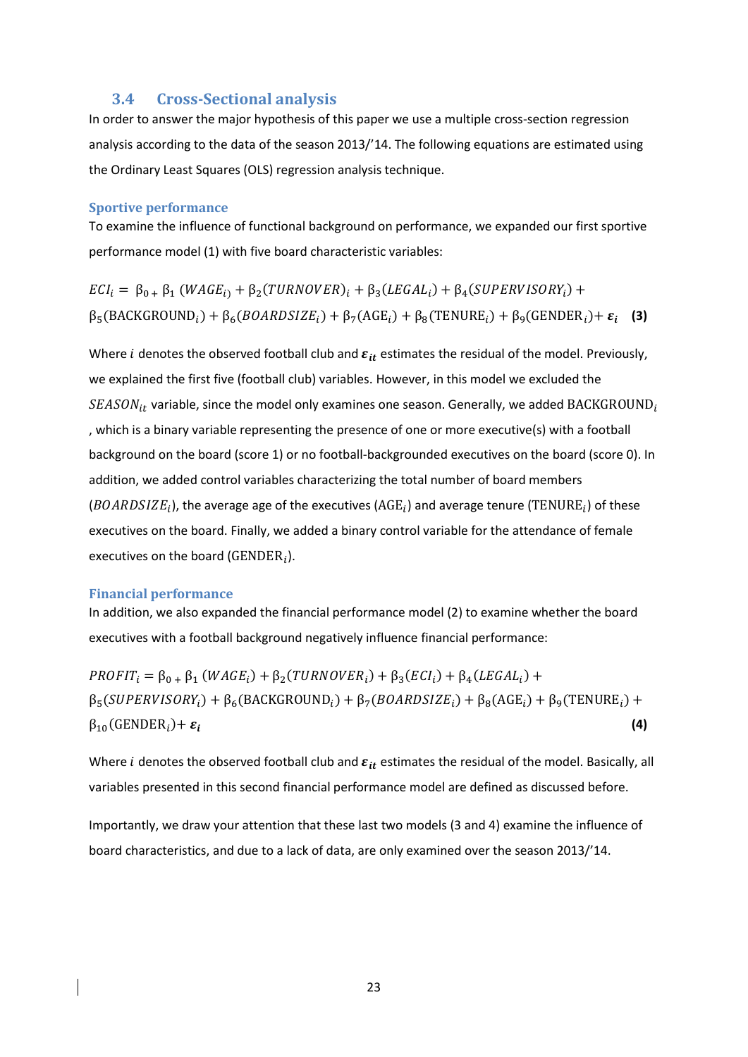## 3.4 Cross-Sectional analysis

In order to answer the major hypothesis of this paper we use a multiple cross-section regression analysis according to the data of the season 2013/'14. The following equations are estimated using the Ordinary Least Squares (OLS) regression analysis technique.

### Sportive performance

To examine the influence of functional background on performance, we expanded our first sportive performance model (1) with five board characteristic variables:

$$ECI_i = \beta_{0\,+}\ \beta_1\ (WAGE_{i)} + \beta_2(TURNOVER)_i + \beta_3(LEGAL_i) + \beta_4(SUPERVISORY_i) + \beta_5(\mathrm{BACKGROUND}_i) + \beta_6(BOARDSIZE_i) + \beta_7(\mathrm{AGE}_i) + \beta_8(\mathrm{TENURE}_i) + \beta_9(\mathrm{GENDER}_i) + \boldsymbol{\varepsilon_i} \quad \textbf{(3)}$$

Where $i$ denotes the observed football club and $\boldsymbol{\varepsilon_{it}}$ estimates the residual of the model. Previously, we explained the first five (football club) variables. However, in this model we excluded the $SEASON_{it}$ variable, since the model only examines one season. Generally, we added $\mathrm{BACKGROUND}_i$ , which is a binary variable representing the presence of one or more executive(s) with a football background on the board (score 1) or no football-backgrounded executives on the board (score 0). In addition, we added control variables characterizing the total number of board members ($BOARDSIZE_i$), the average age of the executives ($\mathrm{AGE}_i$) and average tenure ($\mathrm{TENURE}_i$) of these executives on the board. Finally, we added a binary control variable for the attendance of female executives on the board ($\mathrm{GENDER}_i$).

### Financial performance

In addition, we also expanded the financial performance model (2) to examine whether the board executives with a football background negatively influence financial performance:

$$PROFIT_i = \beta_{0\,+}\ \beta_1\ (WAGE_i) + \beta_2(TURNOVER_i) + \beta_3(ECI_i) + \beta_4(LEGAL_i) + \beta_5(SUPERVISORY_i) + \beta_6(\mathrm{BACKGROUND}_i) + \beta_7(BOARDSIZE_i) + \beta_8(\mathrm{AGE}_i) + \beta_9(\mathrm{TENURE}_i) + \beta_{10}(\mathrm{GENDER}_i) + \boldsymbol{\varepsilon_i} \quad \textbf{(4)}$$

Where $i$ denotes the observed football club and $\boldsymbol{\varepsilon_{it}}$ estimates the residual of the model. Basically, all variables presented in this second financial performance model are defined as discussed before.

Importantly, we draw your attention that these last two models (3 and 4) examine the influence of board characteristics, and due to a lack of data, are only examined over the season 2013/'14.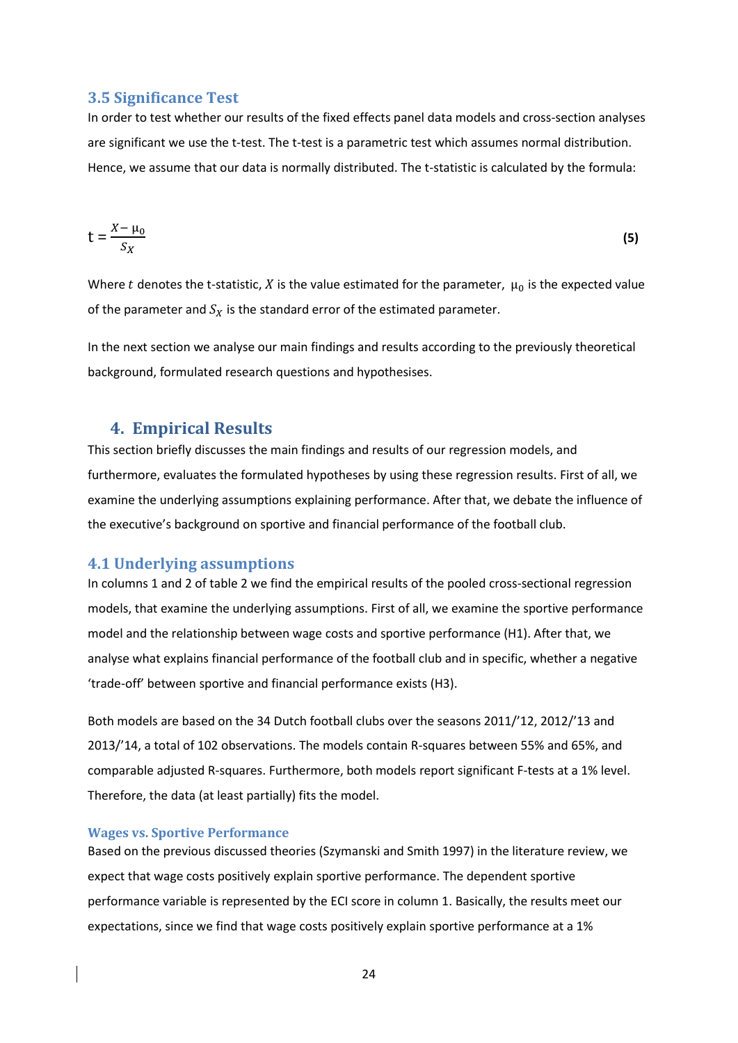### 3.5 Significance Test

In order to test whether our results of the fixed effects panel data models and cross-section analyses are significant we use the t-test. The t-test is a parametric test which assumes normal distribution. Hence, we assume that our data is normally distributed. The t-statistic is calculated by the formula:

$$t = \frac{X - \mu_0}{S_X} \tag{5}$$

Where $t$ denotes the t-statistic, $X$ is the value estimated for the parameter, $\mu_0$ is the expected value of the parameter and $S_X$ is the standard error of the estimated parameter.

In the next section we analyse our main findings and results according to the previously theoretical background, formulated research questions and hypothesises.

## 4. Empirical Results

This section briefly discusses the main findings and results of our regression models, and furthermore, evaluates the formulated hypotheses by using these regression results. First of all, we examine the underlying assumptions explaining performance. After that, we debate the influence of the executive's background on sportive and financial performance of the football club.

### 4.1 Underlying assumptions

In columns 1 and 2 of table 2 we find the empirical results of the pooled cross-sectional regression models, that examine the underlying assumptions. First of all, we examine the sportive performance model and the relationship between wage costs and sportive performance (H1). After that, we analyse what explains financial performance of the football club and in specific, whether a negative 'trade-off' between sportive and financial performance exists (H3).

Both models are based on the 34 Dutch football clubs over the seasons 2011/'12, 2012/'13 and 2013/'14, a total of 102 observations. The models contain R-squares between 55% and 65%, and comparable adjusted R-squares. Furthermore, both models report significant F-tests at a 1% level. Therefore, the data (at least partially) fits the model.

#### Wages vs. Sportive Performance

Based on the previous discussed theories (Szymanski and Smith 1997) in the literature review, we expect that wage costs positively explain sportive performance. The dependent sportive performance variable is represented by the ECI score in column 1. Basically, the results meet our expectations, since we find that wage costs positively explain sportive performance at a 1%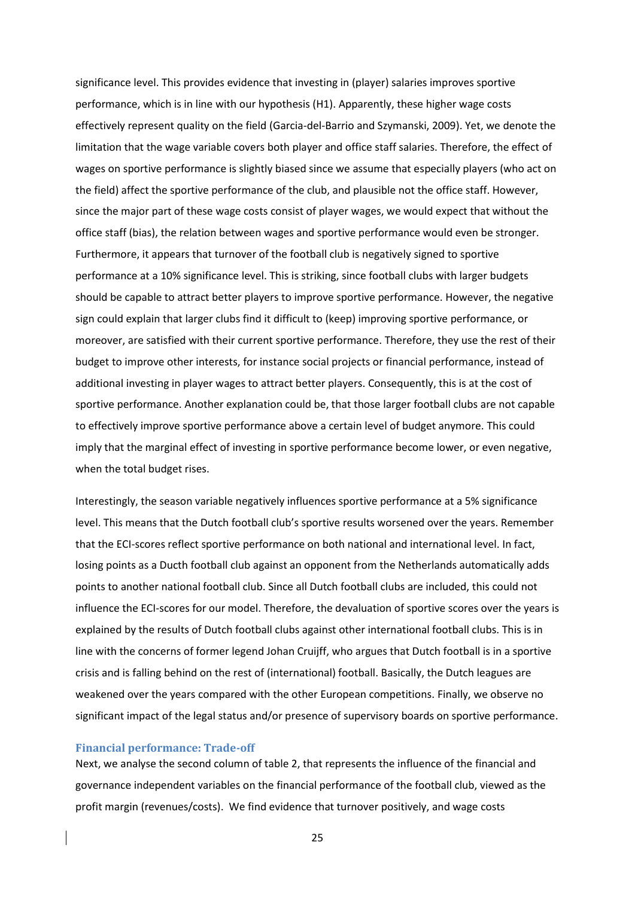significance level. This provides evidence that investing in (player) salaries improves sportive performance, which is in line with our hypothesis (H1). Apparently, these higher wage costs effectively represent quality on the field (Garcia-del-Barrio and Szymanski, 2009). Yet, we denote the limitation that the wage variable covers both player and office staff salaries. Therefore, the effect of wages on sportive performance is slightly biased since we assume that especially players (who act on the field) affect the sportive performance of the club, and plausible not the office staff. However, since the major part of these wage costs consist of player wages, we would expect that without the office staff (bias), the relation between wages and sportive performance would even be stronger. Furthermore, it appears that turnover of the football club is negatively signed to sportive performance at a 10% significance level. This is striking, since football clubs with larger budgets should be capable to attract better players to improve sportive performance. However, the negative sign could explain that larger clubs find it difficult to (keep) improving sportive performance, or moreover, are satisfied with their current sportive performance. Therefore, they use the rest of their budget to improve other interests, for instance social projects or financial performance, instead of additional investing in player wages to attract better players. Consequently, this is at the cost of sportive performance. Another explanation could be, that those larger football clubs are not capable to effectively improve sportive performance above a certain level of budget anymore. This could imply that the marginal effect of investing in sportive performance become lower, or even negative, when the total budget rises.

Interestingly, the season variable negatively influences sportive performance at a 5% significance level. This means that the Dutch football club's sportive results worsened over the years. Remember that the ECI-scores reflect sportive performance on both national and international level. In fact, losing points as a Ducth football club against an opponent from the Netherlands automatically adds points to another national football club. Since all Dutch football clubs are included, this could not influence the ECI-scores for our model. Therefore, the devaluation of sportive scores over the years is explained by the results of Dutch football clubs against other international football clubs. This is in line with the concerns of former legend Johan Cruijff, who argues that Dutch football is in a sportive crisis and is falling behind on the rest of (international) football. Basically, the Dutch leagues are weakened over the years compared with the other European competitions. Finally, we observe no significant impact of the legal status and/or presence of supervisory boards on sportive performance.

### Financial performance: Trade-off

Next, we analyse the second column of table 2, that represents the influence of the financial and governance independent variables on the financial performance of the football club, viewed as the profit margin (revenues/costs). We find evidence that turnover positively, and wage costs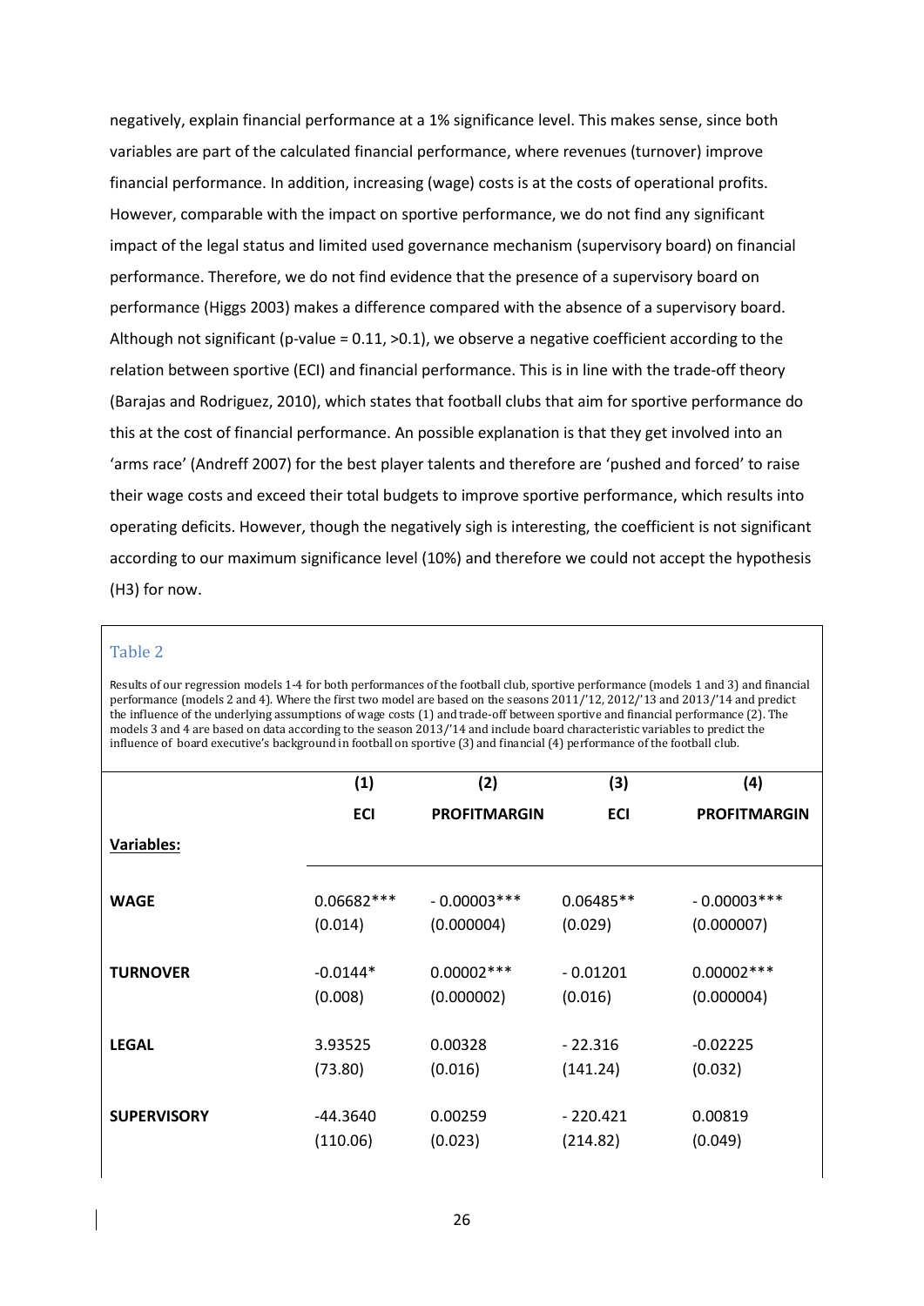negatively, explain financial performance at a 1% significance level. This makes sense, since both variables are part of the calculated financial performance, where revenues (turnover) improve financial performance. In addition, increasing (wage) costs is at the costs of operational profits. However, comparable with the impact on sportive performance, we do not find any significant impact of the legal status and limited used governance mechanism (supervisory board) on financial performance. Therefore, we do not find evidence that the presence of a supervisory board on performance (Higgs 2003) makes a difference compared with the absence of a supervisory board. Although not significant (p-value = 0.11, >0.1), we observe a negative coefficient according to the relation between sportive (ECI) and financial performance. This is in line with the trade-off theory (Barajas and Rodriguez, 2010), which states that football clubs that aim for sportive performance do this at the cost of financial performance. An possible explanation is that they get involved into an 'arms race' (Andreff 2007) for the best player talents and therefore are 'pushed and forced' to raise their wage costs and exceed their total budgets to improve sportive performance, which results into operating deficits. However, though the negatively sigh is interesting, the coefficient is not significant according to our maximum significance level (10%) and therefore we could not accept the hypothesis (H3) for now.

### Table 2

Results of our regression models 1-4 for both performances of the football club, sportive performance (models 1 and 3) and financial performance (models 2 and 4). Where the first two model are based on the seasons 2011/'12, 2012/'13 and 2013/'14 and predict the influence of the underlying assumptions of wage costs (1) and trade-off between sportive and financial performance (2). The models 3 and 4 are based on data according to the season 2013/'14 and include board characteristic variables to predict the influence of board executive's background in football on sportive (3) and financial (4) performance of the football club.

| | (1) | (2) | (3) | (4) |
|---|---|---|---|---|
| | **ECI** | **PROFITMARGIN** | **ECI** | **PROFITMARGIN** |
| **Variables:** | | | | |
| **WAGE** | 0.06682*** | - 0.00003*** | 0.06485** | - 0.00003*** |
| | (0.014) | (0.000004) | (0.029) | (0.000007) |
| **TURNOVER** | -0.0144* | 0.00002*** | - 0.01201 | 0.00002*** |
| | (0.008) | (0.000002) | (0.016) | (0.000004) |
| **LEGAL** | 3.93525 | 0.00328 | - 22.316 | -0.02225 |
| | (73.80) | (0.016) | (141.24) | (0.032) |
| **SUPERVISORY** | -44.3640 | 0.00259 | - 220.421 | 0.00819 |
| | (110.06) | (0.023) | (214.82) | (0.049) |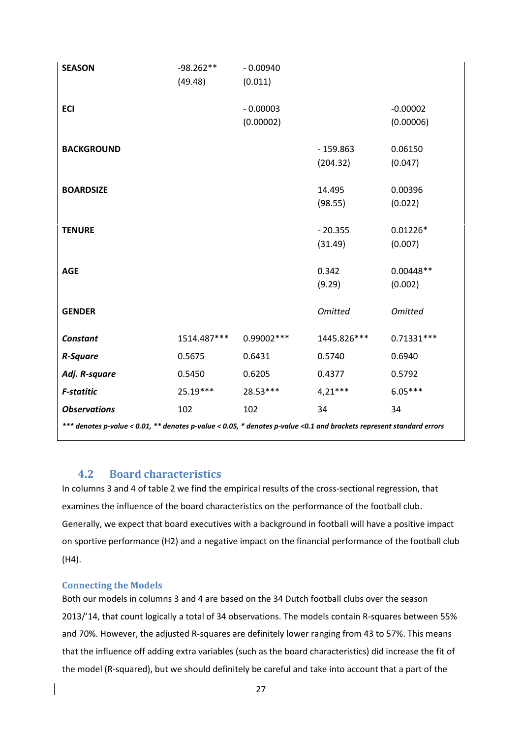| | | | | |
|---|---|---|---|---|
| **SEASON** | -98.262** (49.48) | - 0.00940 (0.011) | | |
| **ECI** | | - 0.00003 (0.00002) | | -0.00002 (0.00006) |
| **BACKGROUND** | | | - 159.863 (204.32) | 0.06150 (0.047) |
| **BOARDSIZE** | | | 14.495 (98.55) | 0.00396 (0.022) |
| **TENURE** | | | - 20.355 (31.49) | 0.01226* (0.007) |
| **AGE** | | | 0.342 (9.29) | 0.00448** (0.002) |
| **GENDER** | | | *Omitted* | *Omitted* |
| ***Constant*** | 1514.487*** | 0.99002*** | 1445.826*** | 0.71331*** |
| ***R-Square*** | 0.5675 | 0.6431 | 0.5740 | 0.6940 |
| ***Adj. R-square*** | 0.5450 | 0.6205 | 0.4377 | 0.5792 |
| ***F-statitic*** | 25.19*** | 28.53*** | 4,21*** | 6.05*** |
| ***Observations*** | 102 | 102 | 34 | 34 |

****** denotes p-value < 0.01, ** denotes p-value < 0.05, * denotes p-value <0.1 and brackets represent standard errors***

## 4.2 Board characteristics

In columns 3 and 4 of table 2 we find the empirical results of the cross-sectional regression, that examines the influence of the board characteristics on the performance of the football club. Generally, we expect that board executives with a background in football will have a positive impact on sportive performance (H2) and a negative impact on the financial performance of the football club (H4).

### Connecting the Models

Both our models in columns 3 and 4 are based on the 34 Dutch football clubs over the season 2013/'14, that count logically a total of 34 observations. The models contain R-squares between 55% and 70%. However, the adjusted R-squares are definitely lower ranging from 43 to 57%. This means that the influence off adding extra variables (such as the board characteristics) did increase the fit of the model (R-squared), but we should definitely be careful and take into account that a part of the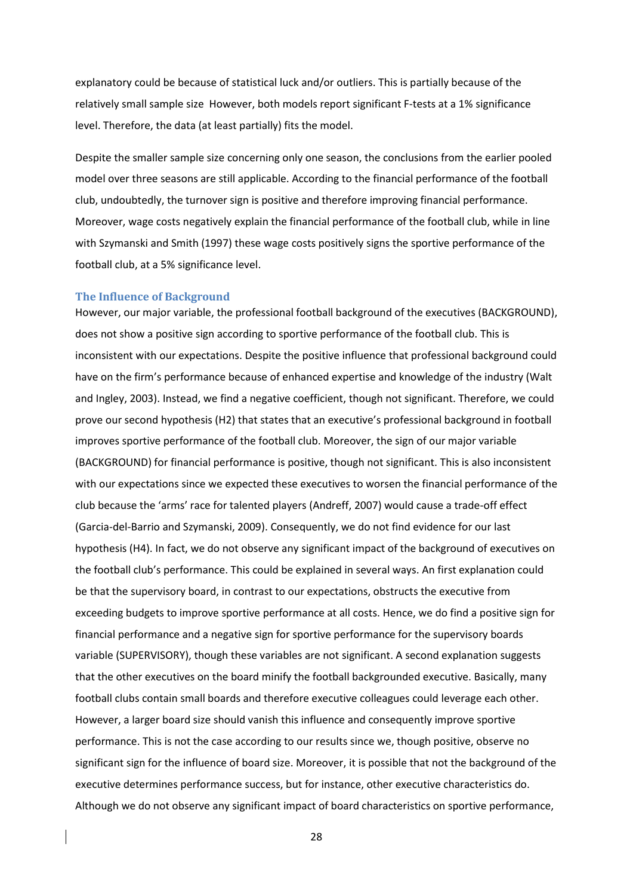explanatory could be because of statistical luck and/or outliers. This is partially because of the relatively small sample size However, both models report significant F-tests at a 1% significance level. Therefore, the data (at least partially) fits the model.

Despite the smaller sample size concerning only one season, the conclusions from the earlier pooled model over three seasons are still applicable. According to the financial performance of the football club, undoubtedly, the turnover sign is positive and therefore improving financial performance. Moreover, wage costs negatively explain the financial performance of the football club, while in line with Szymanski and Smith (1997) these wage costs positively signs the sportive performance of the football club, at a 5% significance level.

### The Influence of Background

However, our major variable, the professional football background of the executives (BACKGROUND), does not show a positive sign according to sportive performance of the football club. This is inconsistent with our expectations. Despite the positive influence that professional background could have on the firm's performance because of enhanced expertise and knowledge of the industry (Walt and Ingley, 2003). Instead, we find a negative coefficient, though not significant. Therefore, we could prove our second hypothesis (H2) that states that an executive's professional background in football improves sportive performance of the football club. Moreover, the sign of our major variable (BACKGROUND) for financial performance is positive, though not significant. This is also inconsistent with our expectations since we expected these executives to worsen the financial performance of the club because the 'arms' race for talented players (Andreff, 2007) would cause a trade-off effect (Garcia-del-Barrio and Szymanski, 2009). Consequently, we do not find evidence for our last hypothesis (H4). In fact, we do not observe any significant impact of the background of executives on the football club's performance. This could be explained in several ways. An first explanation could be that the supervisory board, in contrast to our expectations, obstructs the executive from exceeding budgets to improve sportive performance at all costs. Hence, we do find a positive sign for financial performance and a negative sign for sportive performance for the supervisory boards variable (SUPERVISORY), though these variables are not significant. A second explanation suggests that the other executives on the board minify the football backgrounded executive. Basically, many football clubs contain small boards and therefore executive colleagues could leverage each other. However, a larger board size should vanish this influence and consequently improve sportive performance. This is not the case according to our results since we, though positive, observe no significant sign for the influence of board size. Moreover, it is possible that not the background of the executive determines performance success, but for instance, other executive characteristics do. Although we do not observe any significant impact of board characteristics on sportive performance,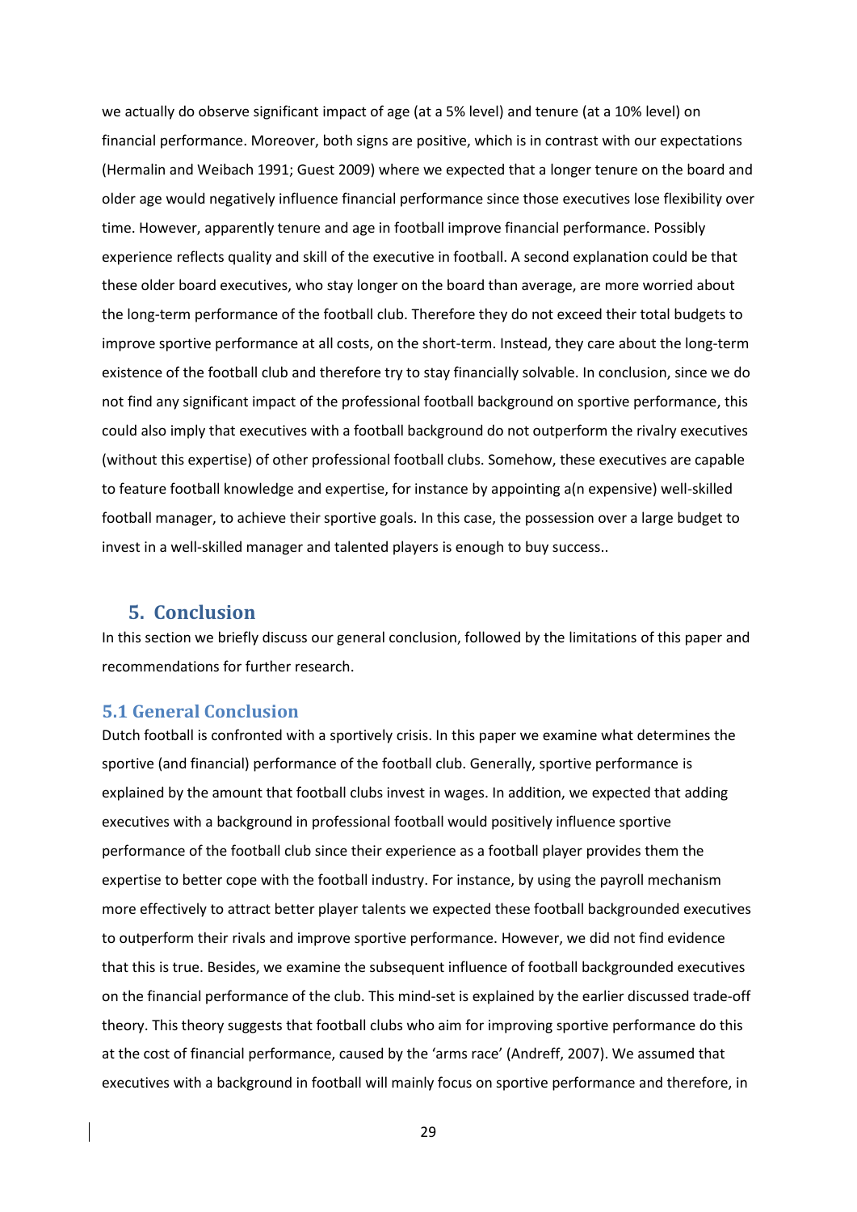we actually do observe significant impact of age (at a 5% level) and tenure (at a 10% level) on financial performance. Moreover, both signs are positive, which is in contrast with our expectations (Hermalin and Weibach 1991; Guest 2009) where we expected that a longer tenure on the board and older age would negatively influence financial performance since those executives lose flexibility over time. However, apparently tenure and age in football improve financial performance. Possibly experience reflects quality and skill of the executive in football. A second explanation could be that these older board executives, who stay longer on the board than average, are more worried about the long-term performance of the football club. Therefore they do not exceed their total budgets to improve sportive performance at all costs, on the short-term. Instead, they care about the long-term existence of the football club and therefore try to stay financially solvable. In conclusion, since we do not find any significant impact of the professional football background on sportive performance, this could also imply that executives with a football background do not outperform the rivalry executives (without this expertise) of other professional football clubs. Somehow, these executives are capable to feature football knowledge and expertise, for instance by appointing a(n expensive) well-skilled football manager, to achieve their sportive goals. In this case, the possession over a large budget to invest in a well-skilled manager and talented players is enough to buy success..

# 5. Conclusion

In this section we briefly discuss our general conclusion, followed by the limitations of this paper and recommendations for further research.

## 5.1 General Conclusion

Dutch football is confronted with a sportively crisis. In this paper we examine what determines the sportive (and financial) performance of the football club. Generally, sportive performance is explained by the amount that football clubs invest in wages. In addition, we expected that adding executives with a background in professional football would positively influence sportive performance of the football club since their experience as a football player provides them the expertise to better cope with the football industry. For instance, by using the payroll mechanism more effectively to attract better player talents we expected these football backgrounded executives to outperform their rivals and improve sportive performance. However, we did not find evidence that this is true. Besides, we examine the subsequent influence of football backgrounded executives on the financial performance of the club. This mind-set is explained by the earlier discussed trade-off theory. This theory suggests that football clubs who aim for improving sportive performance do this at the cost of financial performance, caused by the 'arms race' (Andreff, 2007). We assumed that executives with a background in football will mainly focus on sportive performance and therefore, in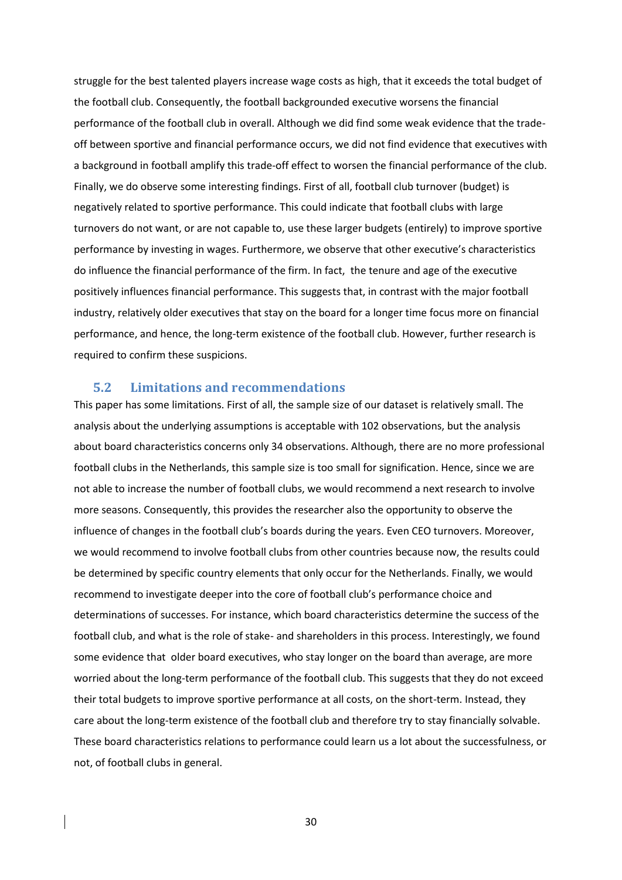struggle for the best talented players increase wage costs as high, that it exceeds the total budget of the football club. Consequently, the football backgrounded executive worsens the financial performance of the football club in overall. Although we did find some weak evidence that the trade-off between sportive and financial performance occurs, we did not find evidence that executives with a background in football amplify this trade-off effect to worsen the financial performance of the club. Finally, we do observe some interesting findings. First of all, football club turnover (budget) is negatively related to sportive performance. This could indicate that football clubs with large turnovers do not want, or are not capable to, use these larger budgets (entirely) to improve sportive performance by investing in wages. Furthermore, we observe that other executive's characteristics do influence the financial performance of the firm. In fact, the tenure and age of the executive positively influences financial performance. This suggests that, in contrast with the major football industry, relatively older executives that stay on the board for a longer time focus more on financial performance, and hence, the long-term existence of the football club. However, further research is required to confirm these suspicions.

## 5.2 Limitations and recommendations

This paper has some limitations. First of all, the sample size of our dataset is relatively small. The analysis about the underlying assumptions is acceptable with 102 observations, but the analysis about board characteristics concerns only 34 observations. Although, there are no more professional football clubs in the Netherlands, this sample size is too small for signification. Hence, since we are not able to increase the number of football clubs, we would recommend a next research to involve more seasons. Consequently, this provides the researcher also the opportunity to observe the influence of changes in the football club's boards during the years. Even CEO turnovers. Moreover, we would recommend to involve football clubs from other countries because now, the results could be determined by specific country elements that only occur for the Netherlands. Finally, we would recommend to investigate deeper into the core of football club's performance choice and determinations of successes. For instance, which board characteristics determine the success of the football club, and what is the role of stake- and shareholders in this process. Interestingly, we found some evidence that older board executives, who stay longer on the board than average, are more worried about the long-term performance of the football club. This suggests that they do not exceed their total budgets to improve sportive performance at all costs, on the short-term. Instead, they care about the long-term existence of the football club and therefore try to stay financially solvable. These board characteristics relations to performance could learn us a lot about the successfulness, or not, of football clubs in general.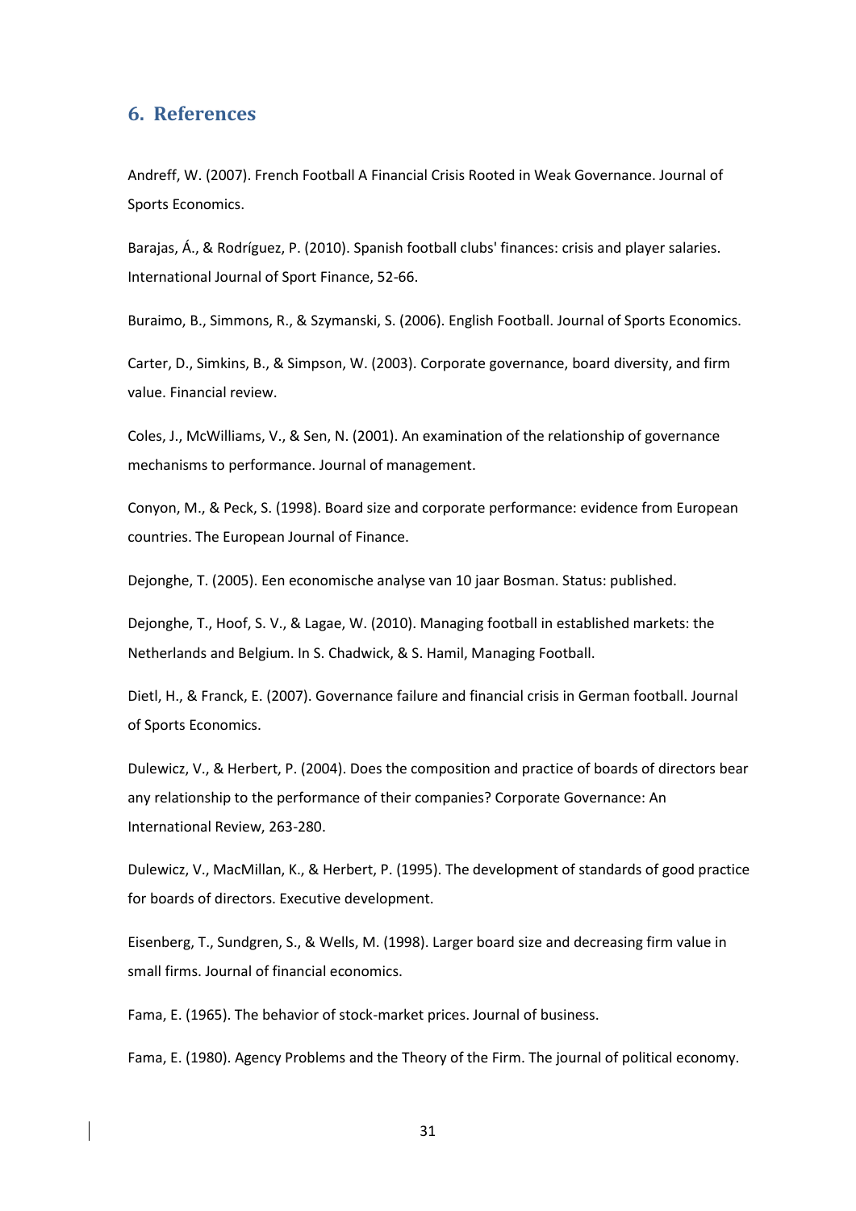## 6. References

Andreff, W. (2007). French Football A Financial Crisis Rooted in Weak Governance. Journal of Sports Economics.

Barajas, Á., & Rodríguez, P. (2010). Spanish football clubs' finances: crisis and player salaries. International Journal of Sport Finance, 52-66.

Buraimo, B., Simmons, R., & Szymanski, S. (2006). English Football. Journal of Sports Economics.

Carter, D., Simkins, B., & Simpson, W. (2003). Corporate governance, board diversity, and firm value. Financial review.

Coles, J., McWilliams, V., & Sen, N. (2001). An examination of the relationship of governance mechanisms to performance. Journal of management.

Conyon, M., & Peck, S. (1998). Board size and corporate performance: evidence from European countries. The European Journal of Finance.

Dejonghe, T. (2005). Een economische analyse van 10 jaar Bosman. Status: published.

Dejonghe, T., Hoof, S. V., & Lagae, W. (2010). Managing football in established markets: the Netherlands and Belgium. In S. Chadwick, & S. Hamil, Managing Football.

Dietl, H., & Franck, E. (2007). Governance failure and financial crisis in German football. Journal of Sports Economics.

Dulewicz, V., & Herbert, P. (2004). Does the composition and practice of boards of directors bear any relationship to the performance of their companies? Corporate Governance: An International Review, 263-280.

Dulewicz, V., MacMillan, K., & Herbert, P. (1995). The development of standards of good practice for boards of directors. Executive development.

Eisenberg, T., Sundgren, S., & Wells, M. (1998). Larger board size and decreasing firm value in small firms. Journal of financial economics.

Fama, E. (1965). The behavior of stock-market prices. Journal of business.

Fama, E. (1980). Agency Problems and the Theory of the Firm. The journal of political economy.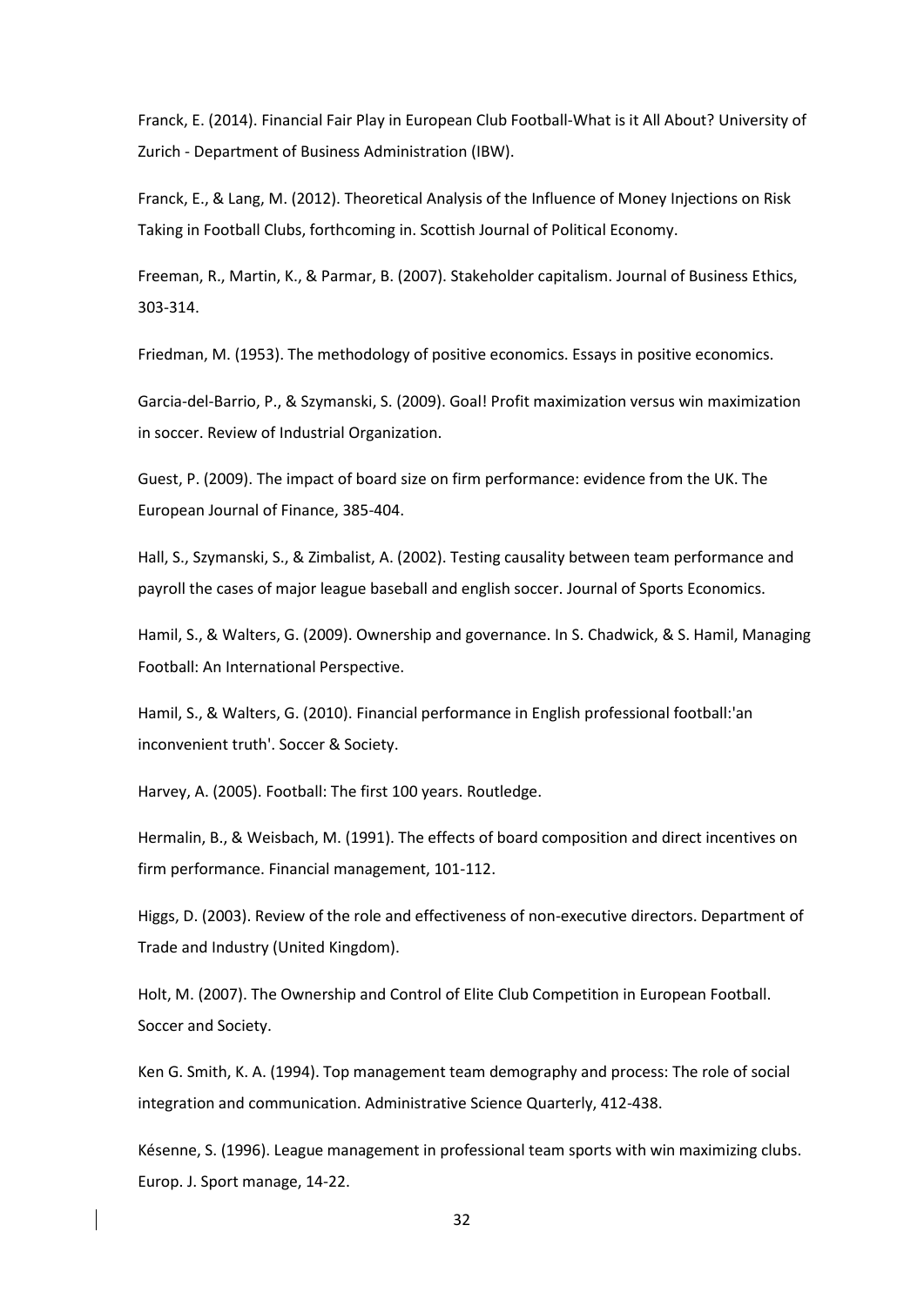Franck, E. (2014). Financial Fair Play in European Club Football-What is it All About? University of Zurich - Department of Business Administration (IBW).

Franck, E., & Lang, M. (2012). Theoretical Analysis of the Influence of Money Injections on Risk Taking in Football Clubs, forthcoming in. Scottish Journal of Political Economy.

Freeman, R., Martin, K., & Parmar, B. (2007). Stakeholder capitalism. Journal of Business Ethics, 303-314.

Friedman, M. (1953). The methodology of positive economics. Essays in positive economics.

Garcia-del-Barrio, P., & Szymanski, S. (2009). Goal! Profit maximization versus win maximization in soccer. Review of Industrial Organization.

Guest, P. (2009). The impact of board size on firm performance: evidence from the UK. The European Journal of Finance, 385-404.

Hall, S., Szymanski, S., & Zimbalist, A. (2002). Testing causality between team performance and payroll the cases of major league baseball and english soccer. Journal of Sports Economics.

Hamil, S., & Walters, G. (2009). Ownership and governance. In S. Chadwick, & S. Hamil, Managing Football: An International Perspective.

Hamil, S., & Walters, G. (2010). Financial performance in English professional football:'an inconvenient truth'. Soccer & Society.

Harvey, A. (2005). Football: The first 100 years. Routledge.

Hermalin, B., & Weisbach, M. (1991). The effects of board composition and direct incentives on firm performance. Financial management, 101-112.

Higgs, D. (2003). Review of the role and effectiveness of non-executive directors. Department of Trade and Industry (United Kingdom).

Holt, M. (2007). The Ownership and Control of Elite Club Competition in European Football. Soccer and Society.

Ken G. Smith, K. A. (1994). Top management team demography and process: The role of social integration and communication. Administrative Science Quarterly, 412-438.

Késenne, S. (1996). League management in professional team sports with win maximizing clubs. Europ. J. Sport manage, 14-22.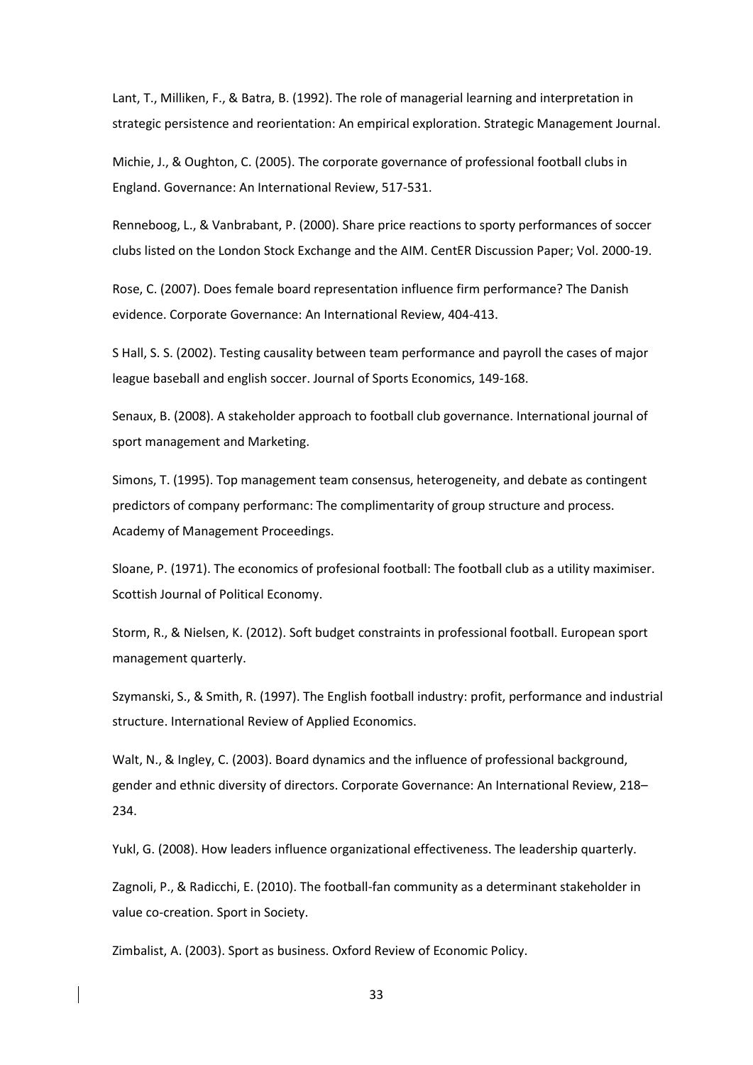Lant, T., Milliken, F., & Batra, B. (1992). The role of managerial learning and interpretation in strategic persistence and reorientation: An empirical exploration. Strategic Management Journal.

Michie, J., & Oughton, C. (2005). The corporate governance of professional football clubs in England. Governance: An International Review, 517-531.

Renneboog, L., & Vanbrabant, P. (2000). Share price reactions to sporty performances of soccer clubs listed on the London Stock Exchange and the AIM. CentER Discussion Paper; Vol. 2000-19.

Rose, C. (2007). Does female board representation influence firm performance? The Danish evidence. Corporate Governance: An International Review, 404-413.

S Hall, S. S. (2002). Testing causality between team performance and payroll the cases of major league baseball and english soccer. Journal of Sports Economics, 149-168.

Senaux, B. (2008). A stakeholder approach to football club governance. International journal of sport management and Marketing.

Simons, T. (1995). Top management team consensus, heterogeneity, and debate as contingent predictors of company performanc: The complimentarity of group structure and process. Academy of Management Proceedings.

Sloane, P. (1971). The economics of profesional football: The football club as a utility maximiser. Scottish Journal of Political Economy.

Storm, R., & Nielsen, K. (2012). Soft budget constraints in professional football. European sport management quarterly.

Szymanski, S., & Smith, R. (1997). The English football industry: profit, performance and industrial structure. International Review of Applied Economics.

Walt, N., & Ingley, C. (2003). Board dynamics and the influence of professional background, gender and ethnic diversity of directors. Corporate Governance: An International Review, 218–234.

Yukl, G. (2008). How leaders influence organizational effectiveness. The leadership quarterly.

Zagnoli, P., & Radicchi, E. (2010). The football-fan community as a determinant stakeholder in value co-creation. Sport in Society.

Zimbalist, A. (2003). Sport as business. Oxford Review of Economic Policy.